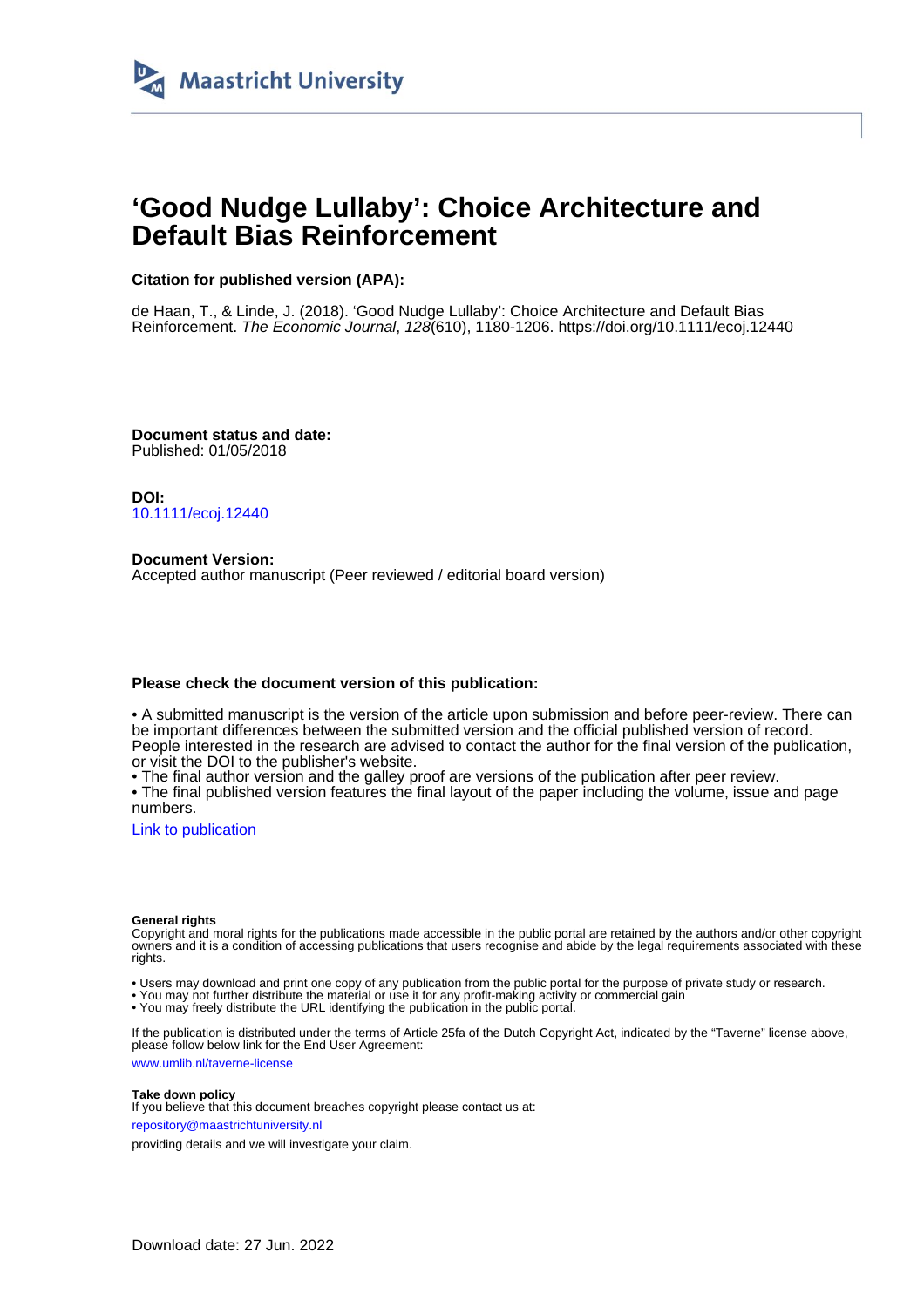Maastricht University

# 'Good Nudge Lullaby': Choice Architecture and Default Bias Reinforcement

**Citation for published version (APA):**

de Haan, T., & Linde, J. (2018). 'Good Nudge Lullaby': Choice Architecture and Default Bias Reinforcement. *The Economic Journal*, *128*(610), 1180-1206. https://doi.org/10.1111/ecoj.12440

**Document status and date:**
Published: 01/05/2018

**DOI:**
10.1111/ecoj.12440

**Document Version:**
Accepted author manuscript (Peer reviewed / editorial board version)

**Please check the document version of this publication:**

• A submitted manuscript is the version of the article upon submission and before peer-review. There can be important differences between the submitted version and the official published version of record. People interested in the research are advised to contact the author for the final version of the publication, or visit the DOI to the publisher's website.
• The final author version and the galley proof are versions of the publication after peer review.
• The final published version features the final layout of the paper including the volume, issue and page numbers.

Link to publication

**General rights**
Copyright and moral rights for the publications made accessible in the public portal are retained by the authors and/or other copyright owners and it is a condition of accessing publications that users recognise and abide by the legal requirements associated with these rights.

• Users may download and print one copy of any publication from the public portal for the purpose of private study or research.
• You may not further distribute the material or use it for any profit-making activity or commercial gain
• You may freely distribute the URL identifying the publication in the public portal.

If the publication is distributed under the terms of Article 25fa of the Dutch Copyright Act, indicated by the "Taverne" license above, please follow below link for the End User Agreement:

www.umlib.nl/taverne-license

**Take down policy**
If you believe that this document breaches copyright please contact us at:

repository@maastrichtuniversity.nl

providing details and we will investigate your claim.

Download date: 27 Jun. 2022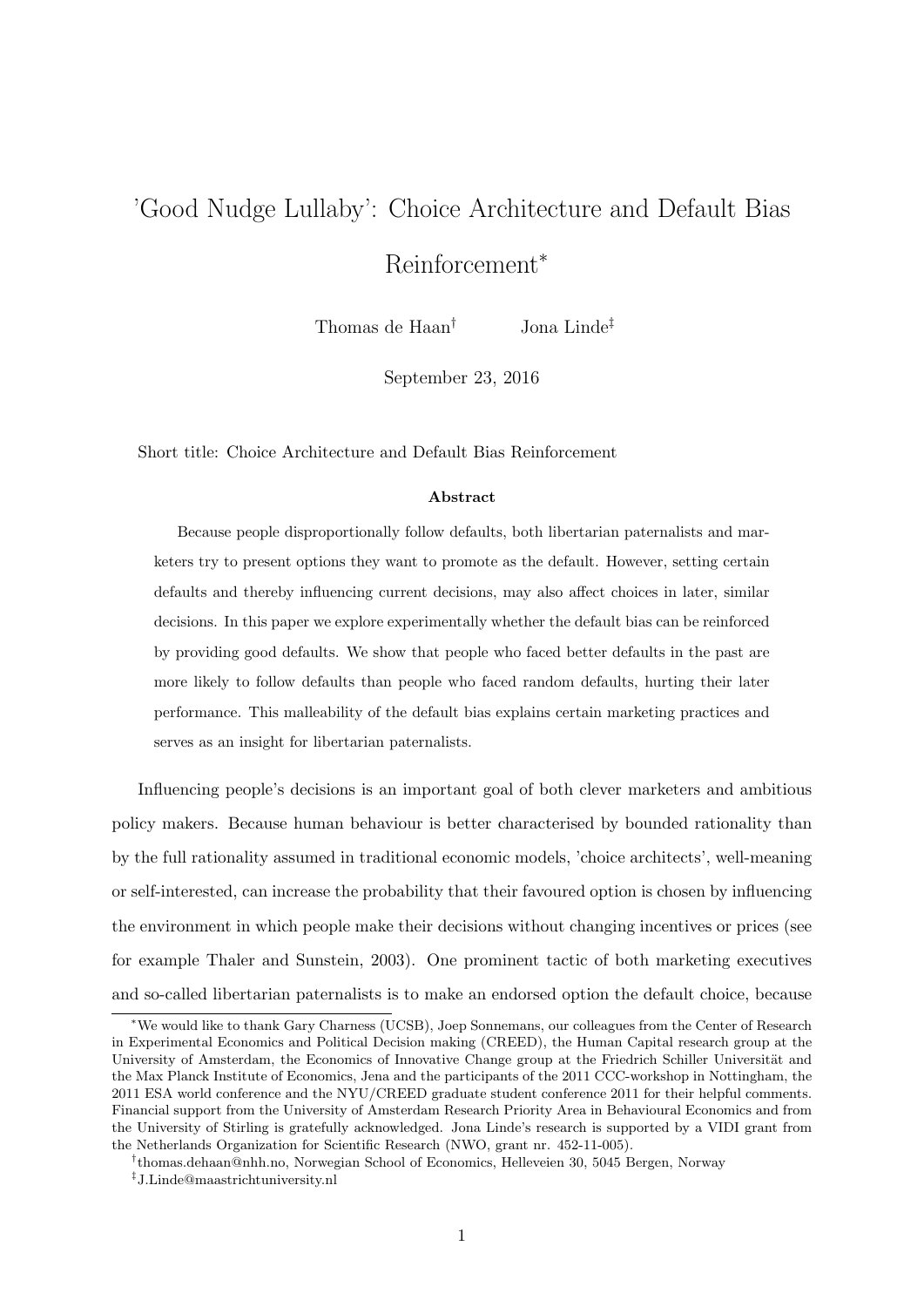# 'Good Nudge Lullaby': Choice Architecture and Default Bias Reinforcement*

Thomas de Haan[†] Jona Linde[‡]

September 23, 2016

Short title: Choice Architecture and Default Bias Reinforcement

**Abstract**

Because people disproportionally follow defaults, both libertarian paternalists and marketers try to present options they want to promote as the default. However, setting certain defaults and thereby influencing current decisions, may also affect choices in later, similar decisions. In this paper we explore experimentally whether the default bias can be reinforced by providing good defaults. We show that people who faced better defaults in the past are more likely to follow defaults than people who faced random defaults, hurting their later performance. This malleability of the default bias explains certain marketing practices and serves as an insight for libertarian paternalists.

Influencing people's decisions is an important goal of both clever marketers and ambitious policy makers. Because human behaviour is better characterised by bounded rationality than by the full rationality assumed in traditional economic models, 'choice architects', well-meaning or self-interested, can increase the probability that their favoured option is chosen by influencing the environment in which people make their decisions without changing incentives or prices (see for example Thaler and Sunstein, 2003). One prominent tactic of both marketing executives and so-called libertarian paternalists is to make an endorsed option the default choice, because

---

*We would like to thank Gary Charness (UCSB), Joep Sonnemans, our colleagues from the Center of Research in Experimental Economics and Political Decision making (CREED), the Human Capital research group at the University of Amsterdam, the Economics of Innovative Change group at the Friedrich Schiller Universität and the Max Planck Institute of Economics, Jena and the participants of the 2011 CCC-workshop in Nottingham, the 2011 ESA world conference and the NYU/CREED graduate student conference 2011 for their helpful comments. Financial support from the University of Amsterdam Research Priority Area in Behavioural Economics and from the University of Stirling is gratefully acknowledged. Jona Linde's research is supported by a VIDI grant from the Netherlands Organization for Scientific Research (NWO, grant nr. 452-11-005).

[†]thomas.dehaan@nhh.no, Norwegian School of Economics, Helleveien 30, 5045 Bergen, Norway

[‡]J.Linde@maastrichtuniversity.nl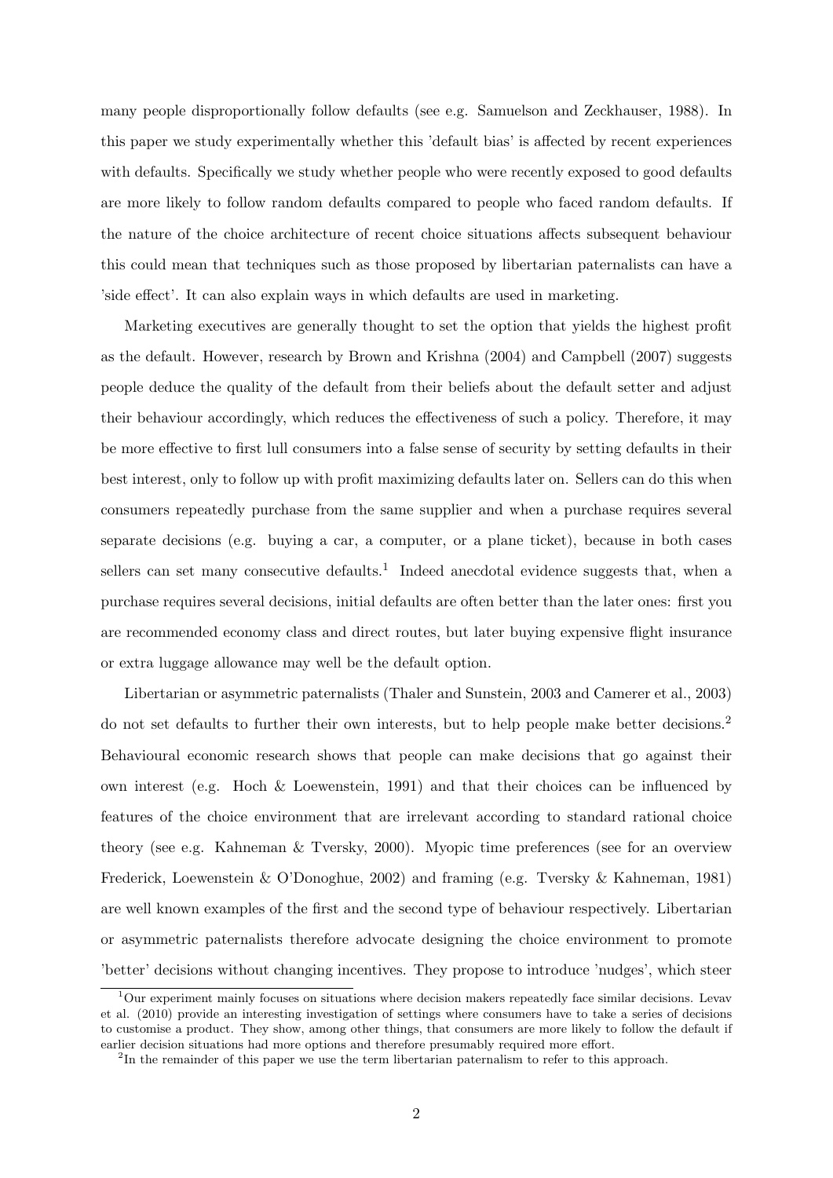many people disproportionally follow defaults (see e.g. Samuelson and Zeckhauser, 1988). In this paper we study experimentally whether this 'default bias' is affected by recent experiences with defaults. Specifically we study whether people who were recently exposed to good defaults are more likely to follow random defaults compared to people who faced random defaults. If the nature of the choice architecture of recent choice situations affects subsequent behaviour this could mean that techniques such as those proposed by libertarian paternalists can have a 'side effect'. It can also explain ways in which defaults are used in marketing.

Marketing executives are generally thought to set the option that yields the highest profit as the default. However, research by Brown and Krishna (2004) and Campbell (2007) suggests people deduce the quality of the default from their beliefs about the default setter and adjust their behaviour accordingly, which reduces the effectiveness of such a policy. Therefore, it may be more effective to first lull consumers into a false sense of security by setting defaults in their best interest, only to follow up with profit maximizing defaults later on. Sellers can do this when consumers repeatedly purchase from the same supplier and when a purchase requires several separate decisions (e.g. buying a car, a computer, or a plane ticket), because in both cases sellers can set many consecutive defaults.[1] Indeed anecdotal evidence suggests that, when a purchase requires several decisions, initial defaults are often better than the later ones: first you are recommended economy class and direct routes, but later buying expensive flight insurance or extra luggage allowance may well be the default option.

Libertarian or asymmetric paternalists (Thaler and Sunstein, 2003 and Camerer et al., 2003) do not set defaults to further their own interests, but to help people make better decisions.[2] Behavioural economic research shows that people can make decisions that go against their own interest (e.g. Hoch & Loewenstein, 1991) and that their choices can be influenced by features of the choice environment that are irrelevant according to standard rational choice theory (see e.g. Kahneman & Tversky, 2000). Myopic time preferences (see for an overview Frederick, Loewenstein & O'Donoghue, 2002) and framing (e.g. Tversky & Kahneman, 1981) are well known examples of the first and the second type of behaviour respectively. Libertarian or asymmetric paternalists therefore advocate designing the choice environment to promote 'better' decisions without changing incentives. They propose to introduce 'nudges', which steer

[1] Our experiment mainly focuses on situations where decision makers repeatedly face similar decisions. Levav et al. (2010) provide an interesting investigation of settings where consumers have to take a series of decisions to customise a product. They show, among other things, that consumers are more likely to follow the default if earlier decision situations had more options and therefore presumably required more effort.

[2] In the remainder of this paper we use the term libertarian paternalism to refer to this approach.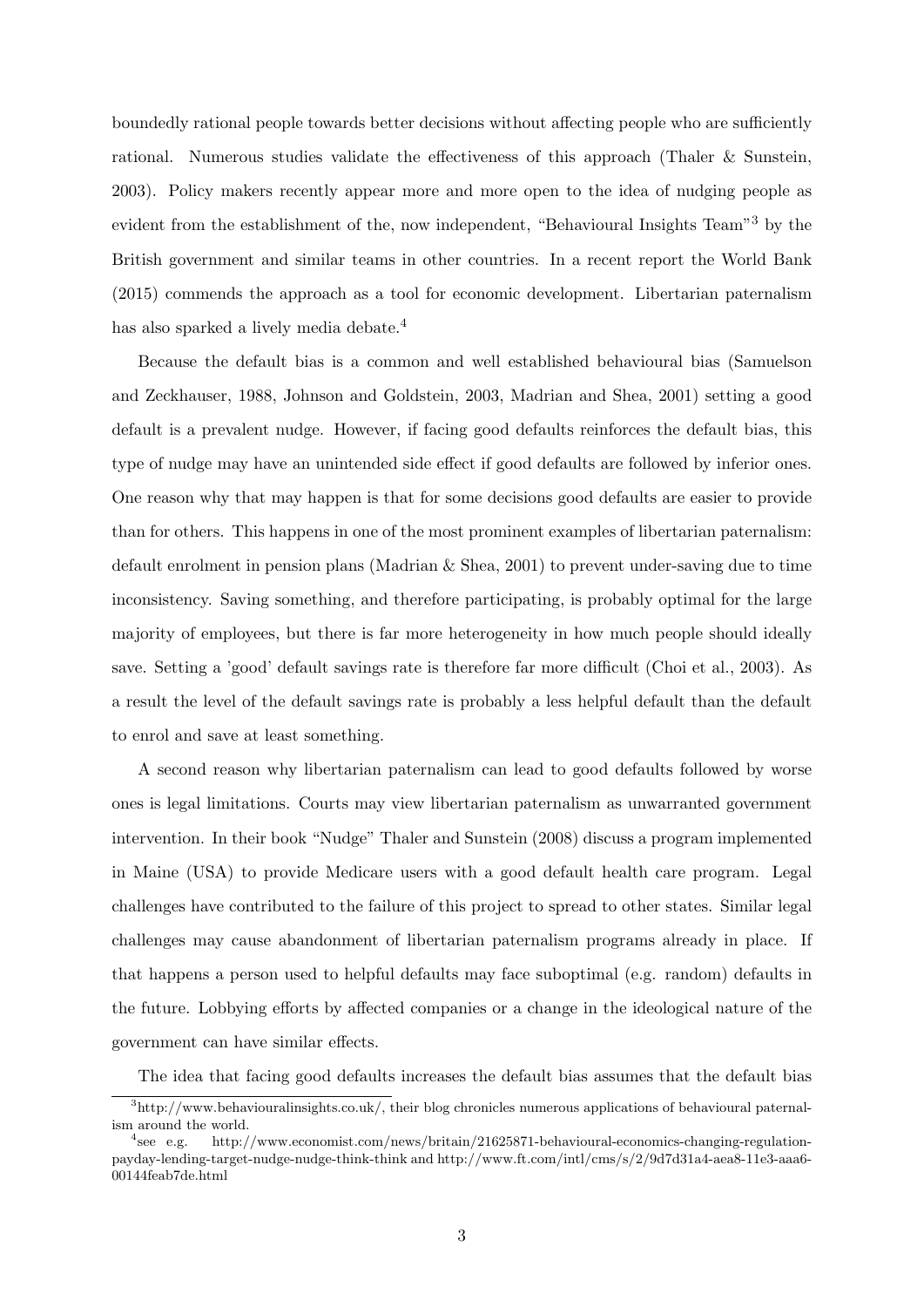boundedly rational people towards better decisions without affecting people who are sufficiently rational. Numerous studies validate the effectiveness of this approach (Thaler & Sunstein, 2003). Policy makers recently appear more and more open to the idea of nudging people as evident from the establishment of the, now independent, "Behavioural Insights Team"[3] by the British government and similar teams in other countries. In a recent report the World Bank (2015) commends the approach as a tool for economic development. Libertarian paternalism has also sparked a lively media debate.[4]

Because the default bias is a common and well established behavioural bias (Samuelson and Zeckhauser, 1988, Johnson and Goldstein, 2003, Madrian and Shea, 2001) setting a good default is a prevalent nudge. However, if facing good defaults reinforces the default bias, this type of nudge may have an unintended side effect if good defaults are followed by inferior ones. One reason why that may happen is that for some decisions good defaults are easier to provide than for others. This happens in one of the most prominent examples of libertarian paternalism: default enrolment in pension plans (Madrian & Shea, 2001) to prevent under-saving due to time inconsistency. Saving something, and therefore participating, is probably optimal for the large majority of employees, but there is far more heterogeneity in how much people should ideally save. Setting a 'good' default savings rate is therefore far more difficult (Choi et al., 2003). As a result the level of the default savings rate is probably a less helpful default than the default to enrol and save at least something.

A second reason why libertarian paternalism can lead to good defaults followed by worse ones is legal limitations. Courts may view libertarian paternalism as unwarranted government intervention. In their book "Nudge" Thaler and Sunstein (2008) discuss a program implemented in Maine (USA) to provide Medicare users with a good default health care program. Legal challenges have contributed to the failure of this project to spread to other states. Similar legal challenges may cause abandonment of libertarian paternalism programs already in place. If that happens a person used to helpful defaults may face suboptimal (e.g. random) defaults in the future. Lobbying efforts by affected companies or a change in the ideological nature of the government can have similar effects.

The idea that facing good defaults increases the default bias assumes that the default bias

[3] http://www.behaviouralinsights.co.uk/, their blog chronicles numerous applications of behavioural paternalism around the world.

[4] see e.g. http://www.economist.com/news/britain/21625871-behavioural-economics-changing-regulation-payday-lending-target-nudge-nudge-think-think and http://www.ft.com/intl/cms/s/2/9d7d31a4-aea8-11e3-aaa6-00144feab7de.html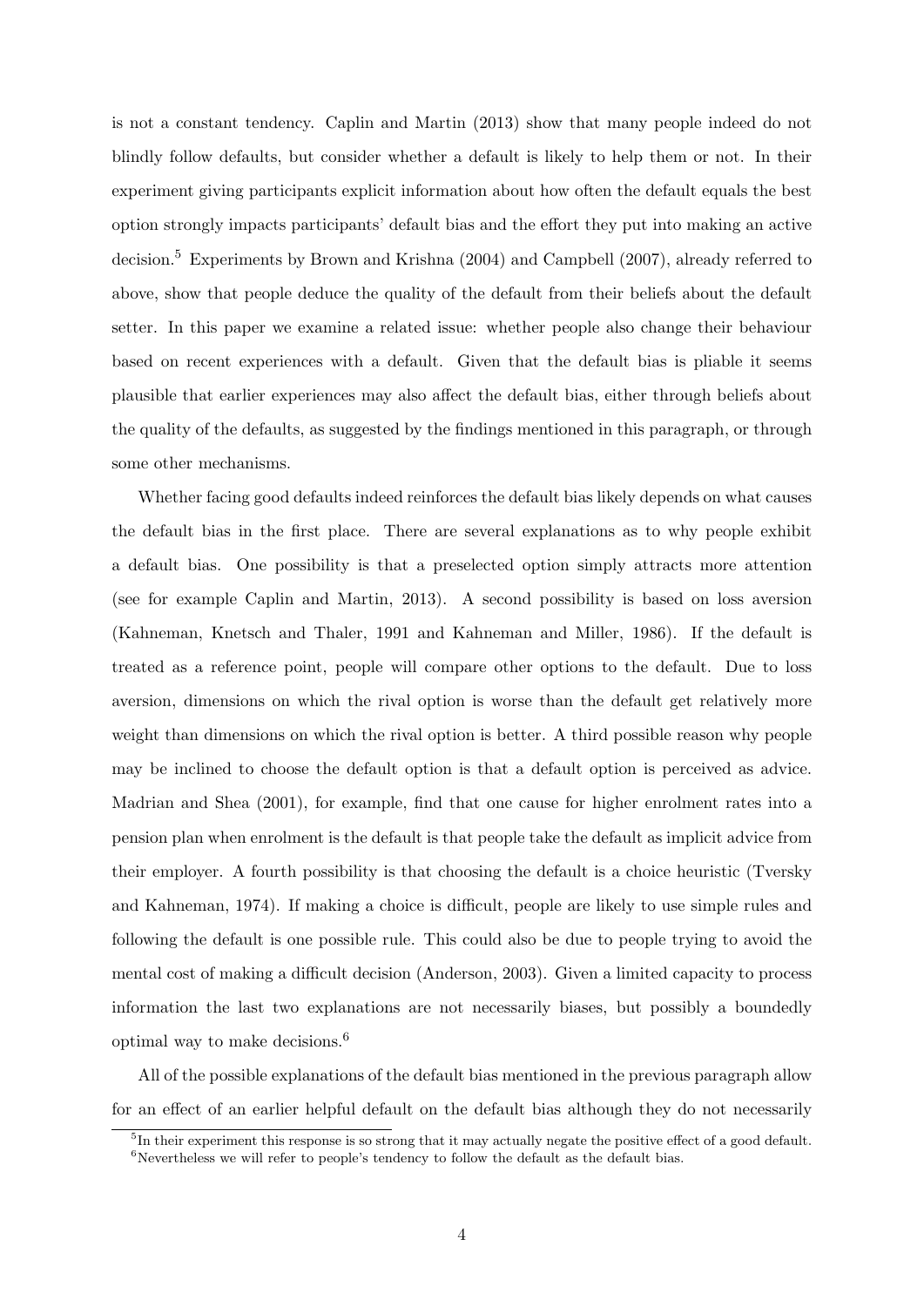is not a constant tendency. Caplin and Martin (2013) show that many people indeed do not blindly follow defaults, but consider whether a default is likely to help them or not. In their experiment giving participants explicit information about how often the default equals the best option strongly impacts participants' default bias and the effort they put into making an active decision.[5] Experiments by Brown and Krishna (2004) and Campbell (2007), already referred to above, show that people deduce the quality of the default from their beliefs about the default setter. In this paper we examine a related issue: whether people also change their behaviour based on recent experiences with a default. Given that the default bias is pliable it seems plausible that earlier experiences may also affect the default bias, either through beliefs about the quality of the defaults, as suggested by the findings mentioned in this paragraph, or through some other mechanisms.

Whether facing good defaults indeed reinforces the default bias likely depends on what causes the default bias in the first place. There are several explanations as to why people exhibit a default bias. One possibility is that a preselected option simply attracts more attention (see for example Caplin and Martin, 2013). A second possibility is based on loss aversion (Kahneman, Knetsch and Thaler, 1991 and Kahneman and Miller, 1986). If the default is treated as a reference point, people will compare other options to the default. Due to loss aversion, dimensions on which the rival option is worse than the default get relatively more weight than dimensions on which the rival option is better. A third possible reason why people may be inclined to choose the default option is that a default option is perceived as advice. Madrian and Shea (2001), for example, find that one cause for higher enrolment rates into a pension plan when enrolment is the default is that people take the default as implicit advice from their employer. A fourth possibility is that choosing the default is a choice heuristic (Tversky and Kahneman, 1974). If making a choice is difficult, people are likely to use simple rules and following the default is one possible rule. This could also be due to people trying to avoid the mental cost of making a difficult decision (Anderson, 2003). Given a limited capacity to process information the last two explanations are not necessarily biases, but possibly a boundedly optimal way to make decisions.[6]

All of the possible explanations of the default bias mentioned in the previous paragraph allow for an effect of an earlier helpful default on the default bias although they do not necessarily

[5] In their experiment this response is so strong that it may actually negate the positive effect of a good default.

[6] Nevertheless we will refer to people's tendency to follow the default as the default bias.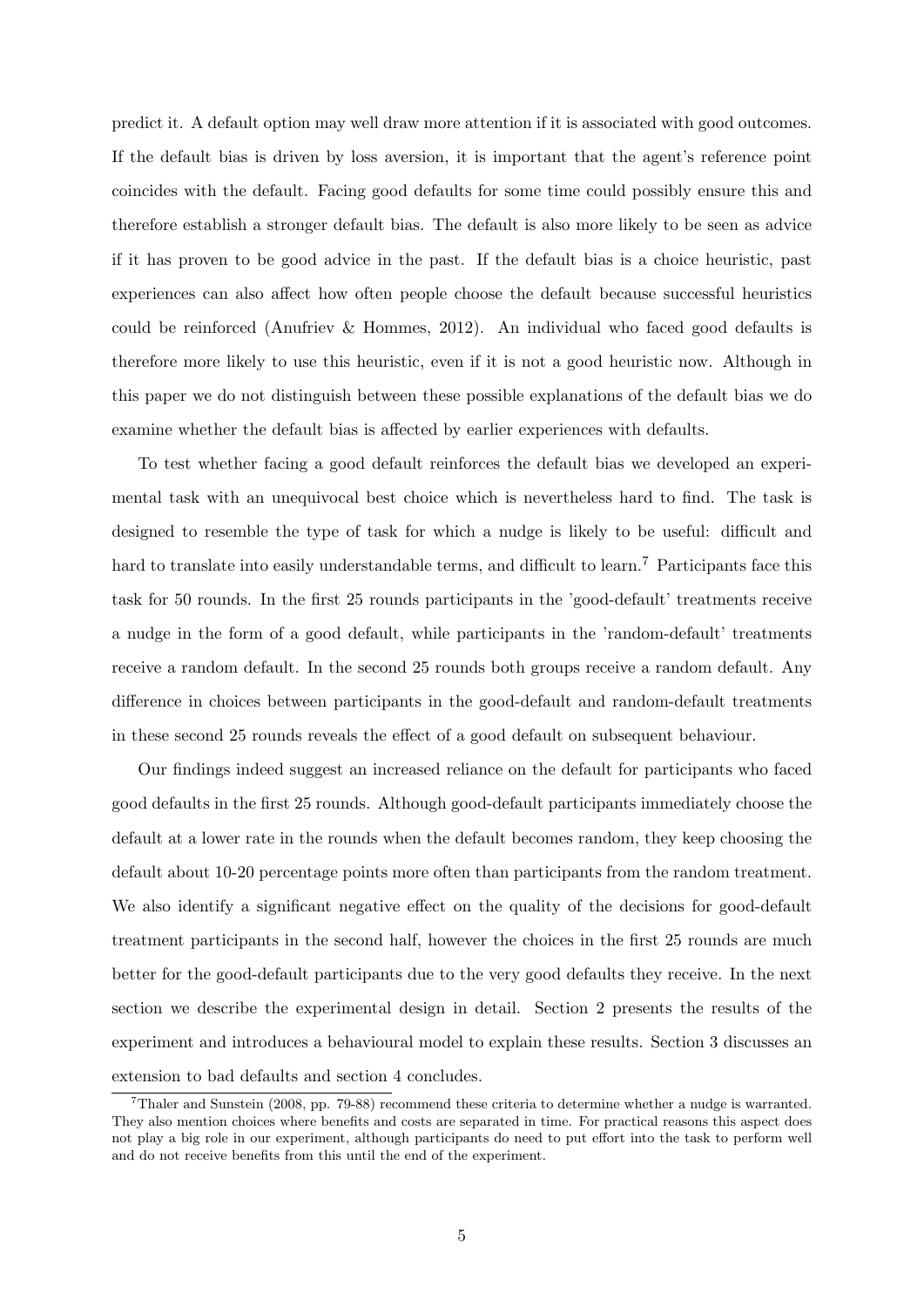predict it. A default option may well draw more attention if it is associated with good outcomes. If the default bias is driven by loss aversion, it is important that the agent's reference point coincides with the default. Facing good defaults for some time could possibly ensure this and therefore establish a stronger default bias. The default is also more likely to be seen as advice if it has proven to be good advice in the past. If the default bias is a choice heuristic, past experiences can also affect how often people choose the default because successful heuristics could be reinforced (Anufriev & Hommes, 2012). An individual who faced good defaults is therefore more likely to use this heuristic, even if it is not a good heuristic now. Although in this paper we do not distinguish between these possible explanations of the default bias we do examine whether the default bias is affected by earlier experiences with defaults.

To test whether facing a good default reinforces the default bias we developed an experimental task with an unequivocal best choice which is nevertheless hard to find. The task is designed to resemble the type of task for which a nudge is likely to be useful: difficult and hard to translate into easily understandable terms, and difficult to learn.[7] Participants face this task for 50 rounds. In the first 25 rounds participants in the 'good-default' treatments receive a nudge in the form of a good default, while participants in the 'random-default' treatments receive a random default. In the second 25 rounds both groups receive a random default. Any difference in choices between participants in the good-default and random-default treatments in these second 25 rounds reveals the effect of a good default on subsequent behaviour.

Our findings indeed suggest an increased reliance on the default for participants who faced good defaults in the first 25 rounds. Although good-default participants immediately choose the default at a lower rate in the rounds when the default becomes random, they keep choosing the default about 10-20 percentage points more often than participants from the random treatment. We also identify a significant negative effect on the quality of the decisions for good-default treatment participants in the second half, however the choices in the first 25 rounds are much better for the good-default participants due to the very good defaults they receive. In the next section we describe the experimental design in detail. Section 2 presents the results of the experiment and introduces a behavioural model to explain these results. Section 3 discusses an extension to bad defaults and section 4 concludes.

[7] Thaler and Sunstein (2008, pp. 79-88) recommend these criteria to determine whether a nudge is warranted. They also mention choices where benefits and costs are separated in time. For practical reasons this aspect does not play a big role in our experiment, although participants do need to put effort into the task to perform well and do not receive benefits from this until the end of the experiment.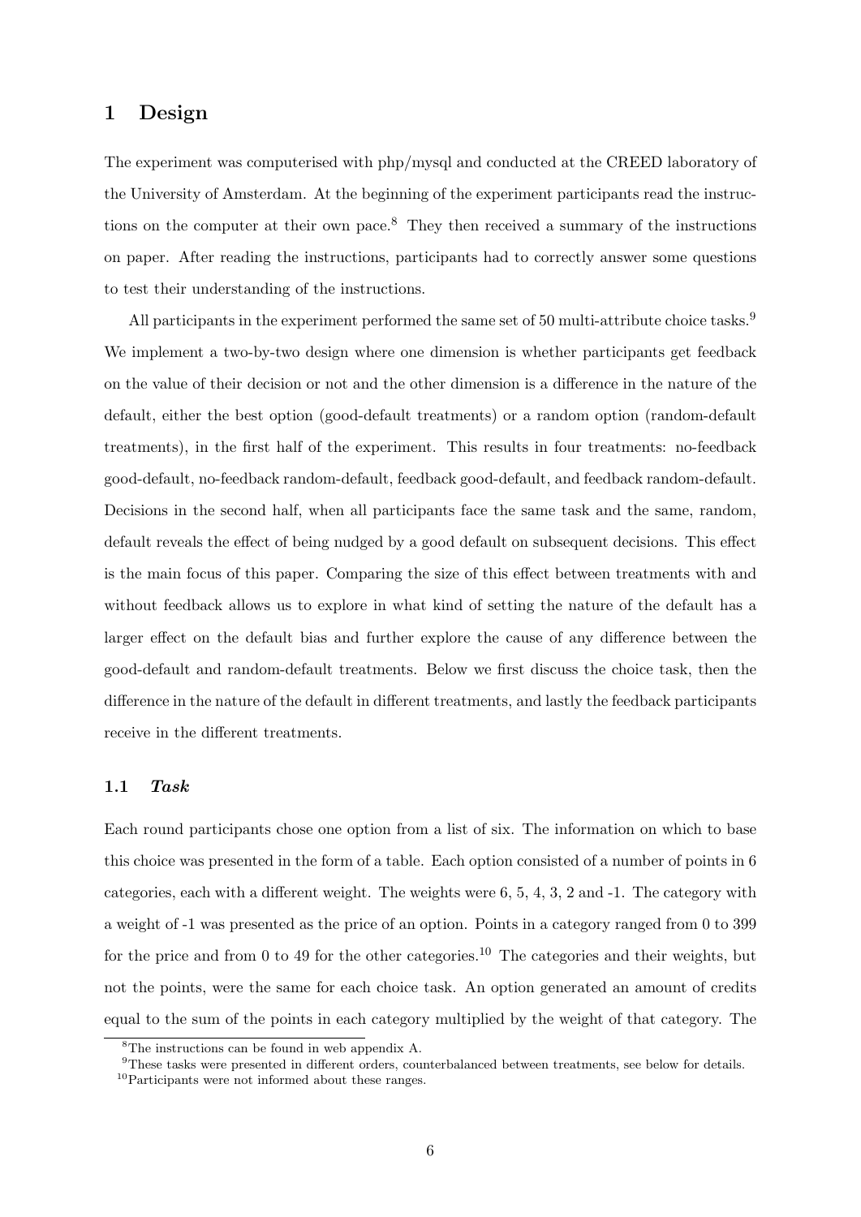# 1 Design

The experiment was computerised with php/mysql and conducted at the CREED laboratory of the University of Amsterdam. At the beginning of the experiment participants read the instructions on the computer at their own pace.[8] They then received a summary of the instructions on paper. After reading the instructions, participants had to correctly answer some questions to test their understanding of the instructions.

All participants in the experiment performed the same set of 50 multi-attribute choice tasks.[9] We implement a two-by-two design where one dimension is whether participants get feedback on the value of their decision or not and the other dimension is a difference in the nature of the default, either the best option (good-default treatments) or a random option (random-default treatments), in the first half of the experiment. This results in four treatments: no-feedback good-default, no-feedback random-default, feedback good-default, and feedback random-default. Decisions in the second half, when all participants face the same task and the same, random, default reveals the effect of being nudged by a good default on subsequent decisions. This effect is the main focus of this paper. Comparing the size of this effect between treatments with and without feedback allows us to explore in what kind of setting the nature of the default has a larger effect on the default bias and further explore the cause of any difference between the good-default and random-default treatments. Below we first discuss the choice task, then the difference in the nature of the default in different treatments, and lastly the feedback participants receive in the different treatments.

## 1.1 *Task*

Each round participants chose one option from a list of six. The information on which to base this choice was presented in the form of a table. Each option consisted of a number of points in 6 categories, each with a different weight. The weights were 6, 5, 4, 3, 2 and -1. The category with a weight of -1 was presented as the price of an option. Points in a category ranged from 0 to 399 for the price and from 0 to 49 for the other categories.[10] The categories and their weights, but not the points, were the same for each choice task. An option generated an amount of credits equal to the sum of the points in each category multiplied by the weight of that category. The

[8] The instructions can be found in web appendix A.

[9] These tasks were presented in different orders, counterbalanced between treatments, see below for details.

[10] Participants were not informed about these ranges.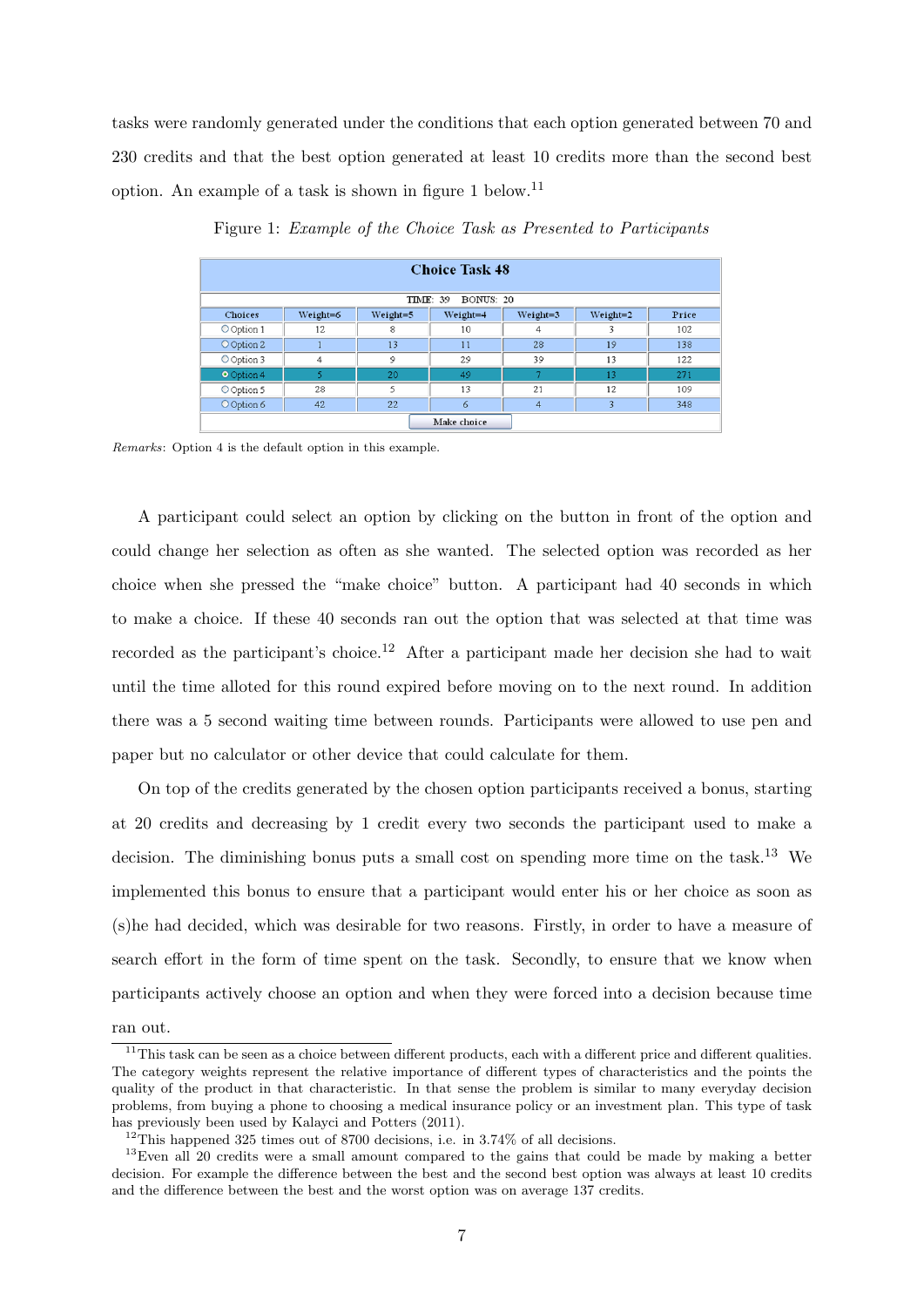tasks were randomly generated under the conditions that each option generated between 70 and 230 credits and that the best option generated at least 10 credits more than the second best option. An example of a task is shown in figure 1 below.[11]

Figure 1: *Example of the Choice Task as Presented to Participants*

**Choice Task 48**

TIME: 39 BONUS: 20

| Choices | Weight=6 | Weight=5 | Weight=4 | Weight=3 | Weight=2 | Price |
|---|---|---|---|---|---|---|
| Option 1 | 12 | 8 | 10 | 4 | 3 | 102 |
| Option 2 | 1 | 13 | 11 | 28 | 19 | 138 |
| Option 3 | 4 | 9 | 29 | 39 | 13 | 122 |
| Option 4 | 5 | 20 | 49 | 7 | 13 | 271 |
| Option 5 | 28 | 5 | 13 | 21 | 12 | 109 |
| Option 6 | 42 | 22 | 6 | 4 | 3 | 348 |

Make choice

*Remarks*: Option 4 is the default option in this example.

A participant could select an option by clicking on the button in front of the option and could change her selection as often as she wanted. The selected option was recorded as her choice when she pressed the "make choice" button. A participant had 40 seconds in which to make a choice. If these 40 seconds ran out the option that was selected at that time was recorded as the participant's choice.[12] After a participant made her decision she had to wait until the time alloted for this round expired before moving on to the next round. In addition there was a 5 second waiting time between rounds. Participants were allowed to use pen and paper but no calculator or other device that could calculate for them.

On top of the credits generated by the chosen option participants received a bonus, starting at 20 credits and decreasing by 1 credit every two seconds the participant used to make a decision. The diminishing bonus puts a small cost on spending more time on the task.[13] We implemented this bonus to ensure that a participant would enter his or her choice as soon as (s)he had decided, which was desirable for two reasons. Firstly, in order to have a measure of search effort in the form of time spent on the task. Secondly, to ensure that we know when participants actively choose an option and when they were forced into a decision because time ran out.

[11] This task can be seen as a choice between different products, each with a different price and different qualities. The category weights represent the relative importance of different types of characteristics and the points the quality of the product in that characteristic. In that sense the problem is similar to many everyday decision problems, from buying a phone to choosing a medical insurance policy or an investment plan. This type of task has previously been used by Kalayci and Potters (2011).

[12] This happened 325 times out of 8700 decisions, i.e. in 3.74% of all decisions.

[13] Even all 20 credits were a small amount compared to the gains that could be made by making a better decision. For example the difference between the best and the second best option was always at least 10 credits and the difference between the best and the worst option was on average 137 credits.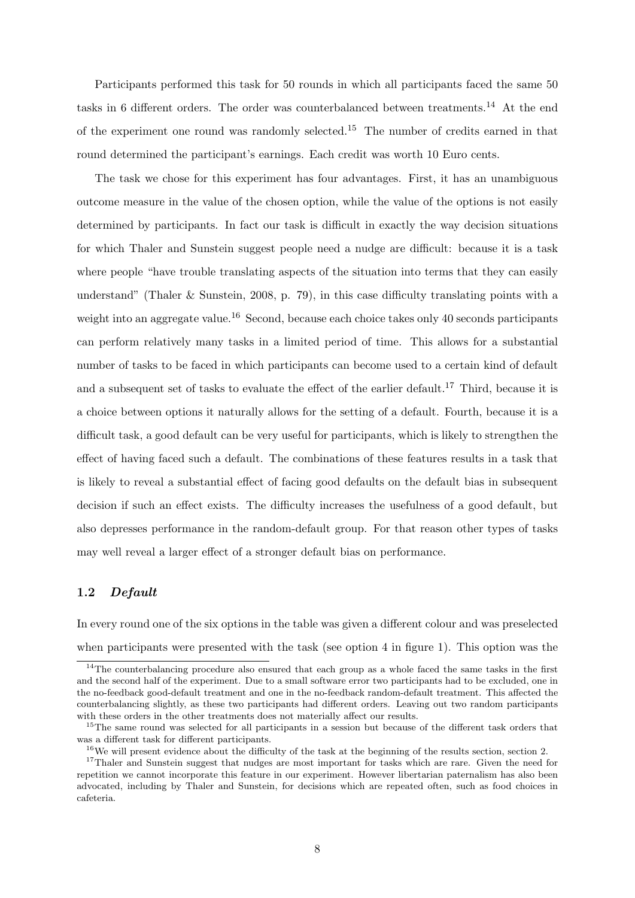Participants performed this task for 50 rounds in which all participants faced the same 50 tasks in 6 different orders. The order was counterbalanced between treatments.[14] At the end of the experiment one round was randomly selected.[15] The number of credits earned in that round determined the participant's earnings. Each credit was worth 10 Euro cents.

The task we chose for this experiment has four advantages. First, it has an unambiguous outcome measure in the value of the chosen option, while the value of the options is not easily determined by participants. In fact our task is difficult in exactly the way decision situations for which Thaler and Sunstein suggest people need a nudge are difficult: because it is a task where people "have trouble translating aspects of the situation into terms that they can easily understand" (Thaler & Sunstein, 2008, p. 79), in this case difficulty translating points with a weight into an aggregate value.[16] Second, because each choice takes only 40 seconds participants can perform relatively many tasks in a limited period of time. This allows for a substantial number of tasks to be faced in which participants can become used to a certain kind of default and a subsequent set of tasks to evaluate the effect of the earlier default.[17] Third, because it is a choice between options it naturally allows for the setting of a default. Fourth, because it is a difficult task, a good default can be very useful for participants, which is likely to strengthen the effect of having faced such a default. The combinations of these features results in a task that is likely to reveal a substantial effect of facing good defaults on the default bias in subsequent decision if such an effect exists. The difficulty increases the usefulness of a good default, but also depresses performance in the random-default group. For that reason other types of tasks may well reveal a larger effect of a stronger default bias on performance.

### 1.2 *Default*

In every round one of the six options in the table was given a different colour and was preselected when participants were presented with the task (see option 4 in figure 1). This option was the

---

[14] The counterbalancing procedure also ensured that each group as a whole faced the same tasks in the first and the second half of the experiment. Due to a small software error two participants had to be excluded, one in the no-feedback good-default treatment and one in the no-feedback random-default treatment. This affected the counterbalancing slightly, as these two participants had different orders. Leaving out two random participants with these orders in the other treatments does not materially affect our results.

[15] The same round was selected for all participants in a session but because of the different task orders that was a different task for different participants.

[16] We will present evidence about the difficulty of the task at the beginning of the results section, section 2.

[17] Thaler and Sunstein suggest that nudges are most important for tasks which are rare. Given the need for repetition we cannot incorporate this feature in our experiment. However libertarian paternalism has also been advocated, including by Thaler and Sunstein, for decisions which are repeated often, such as food choices in cafeteria.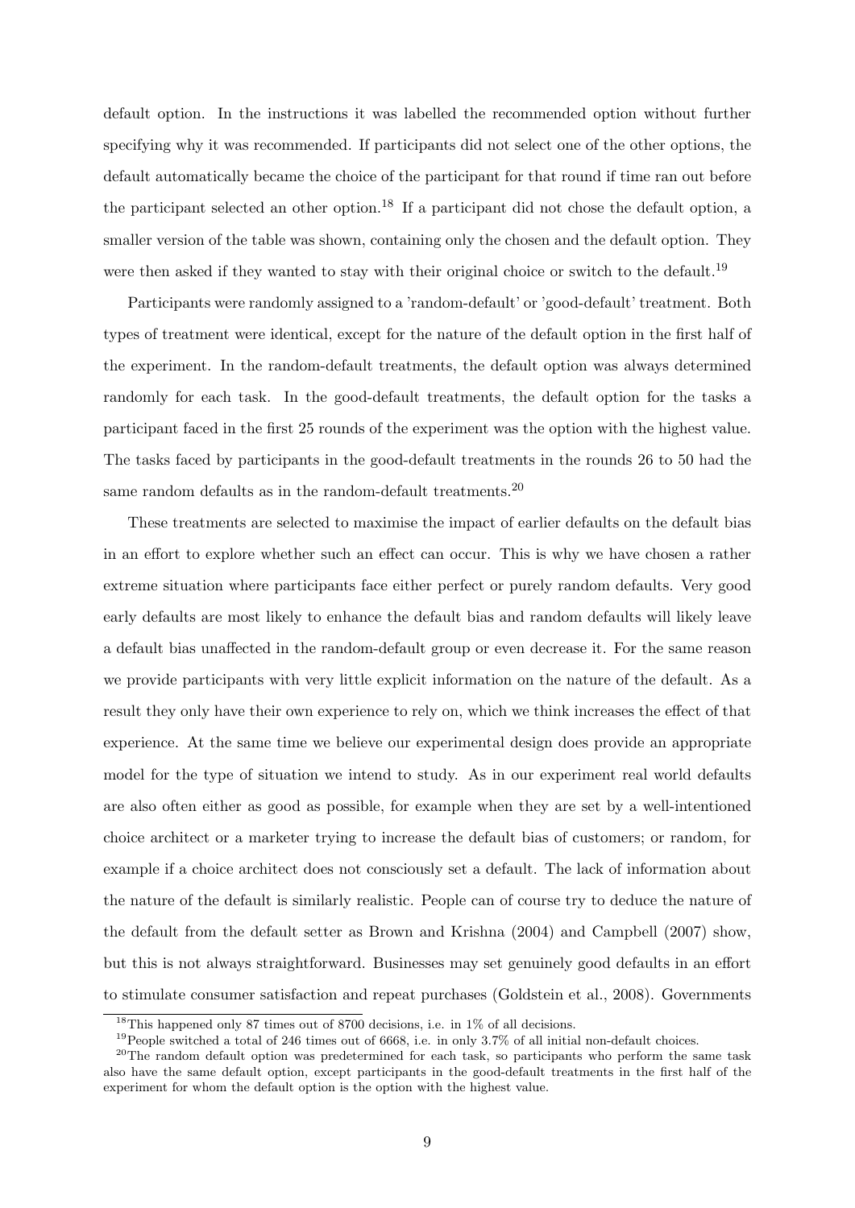default option. In the instructions it was labelled the recommended option without further specifying why it was recommended. If participants did not select one of the other options, the default automatically became the choice of the participant for that round if time ran out before the participant selected an other option.[18] If a participant did not chose the default option, a smaller version of the table was shown, containing only the chosen and the default option. They were then asked if they wanted to stay with their original choice or switch to the default.[19]

Participants were randomly assigned to a 'random-default' or 'good-default' treatment. Both types of treatment were identical, except for the nature of the default option in the first half of the experiment. In the random-default treatments, the default option was always determined randomly for each task. In the good-default treatments, the default option for the tasks a participant faced in the first 25 rounds of the experiment was the option with the highest value. The tasks faced by participants in the good-default treatments in the rounds 26 to 50 had the same random defaults as in the random-default treatments.[20]

These treatments are selected to maximise the impact of earlier defaults on the default bias in an effort to explore whether such an effect can occur. This is why we have chosen a rather extreme situation where participants face either perfect or purely random defaults. Very good early defaults are most likely to enhance the default bias and random defaults will likely leave a default bias unaffected in the random-default group or even decrease it. For the same reason we provide participants with very little explicit information on the nature of the default. As a result they only have their own experience to rely on, which we think increases the effect of that experience. At the same time we believe our experimental design does provide an appropriate model for the type of situation we intend to study. As in our experiment real world defaults are also often either as good as possible, for example when they are set by a well-intentioned choice architect or a marketer trying to increase the default bias of customers; or random, for example if a choice architect does not consciously set a default. The lack of information about the nature of the default is similarly realistic. People can of course try to deduce the nature of the default from the default setter as Brown and Krishna (2004) and Campbell (2007) show, but this is not always straightforward. Businesses may set genuinely good defaults in an effort to stimulate consumer satisfaction and repeat purchases (Goldstein et al., 2008). Governments

[18] This happened only 87 times out of 8700 decisions, i.e. in 1% of all decisions.

[19] People switched a total of 246 times out of 6668, i.e. in only 3.7% of all initial non-default choices.

[20] The random default option was predetermined for each task, so participants who perform the same task also have the same default option, except participants in the good-default treatments in the first half of the experiment for whom the default option is the option with the highest value.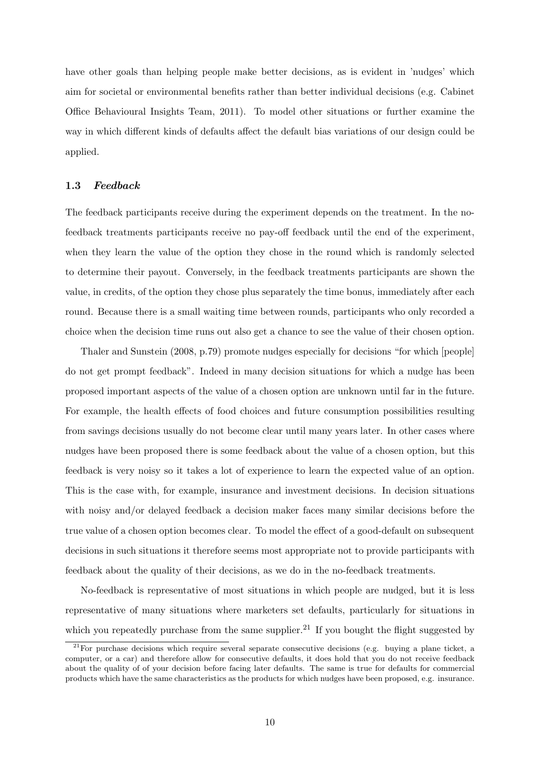have other goals than helping people make better decisions, as is evident in 'nudges' which aim for societal or environmental benefits rather than better individual decisions (e.g. Cabinet Office Behavioural Insights Team, 2011). To model other situations or further examine the way in which different kinds of defaults affect the default bias variations of our design could be applied.

### 1.3 *Feedback*

The feedback participants receive during the experiment depends on the treatment. In the no-feedback treatments participants receive no pay-off feedback until the end of the experiment, when they learn the value of the option they chose in the round which is randomly selected to determine their payout. Conversely, in the feedback treatments participants are shown the value, in credits, of the option they chose plus separately the time bonus, immediately after each round. Because there is a small waiting time between rounds, participants who only recorded a choice when the decision time runs out also get a chance to see the value of their chosen option.

Thaler and Sunstein (2008, p.79) promote nudges especially for decisions "for which [people] do not get prompt feedback". Indeed in many decision situations for which a nudge has been proposed important aspects of the value of a chosen option are unknown until far in the future. For example, the health effects of food choices and future consumption possibilities resulting from savings decisions usually do not become clear until many years later. In other cases where nudges have been proposed there is some feedback about the value of a chosen option, but this feedback is very noisy so it takes a lot of experience to learn the expected value of an option. This is the case with, for example, insurance and investment decisions. In decision situations with noisy and/or delayed feedback a decision maker faces many similar decisions before the true value of a chosen option becomes clear. To model the effect of a good-default on subsequent decisions in such situations it therefore seems most appropriate not to provide participants with feedback about the quality of their decisions, as we do in the no-feedback treatments.

No-feedback is representative of most situations in which people are nudged, but it is less representative of many situations where marketers set defaults, particularly for situations in which you repeatedly purchase from the same supplier.[21] If you bought the flight suggested by

[21] For purchase decisions which require several separate consecutive decisions (e.g. buying a plane ticket, a computer, or a car) and therefore allow for consecutive defaults, it does hold that you do not receive feedback about the quality of of your decision before facing later defaults. The same is true for defaults for commercial products which have the same characteristics as the products for which nudges have been proposed, e.g. insurance.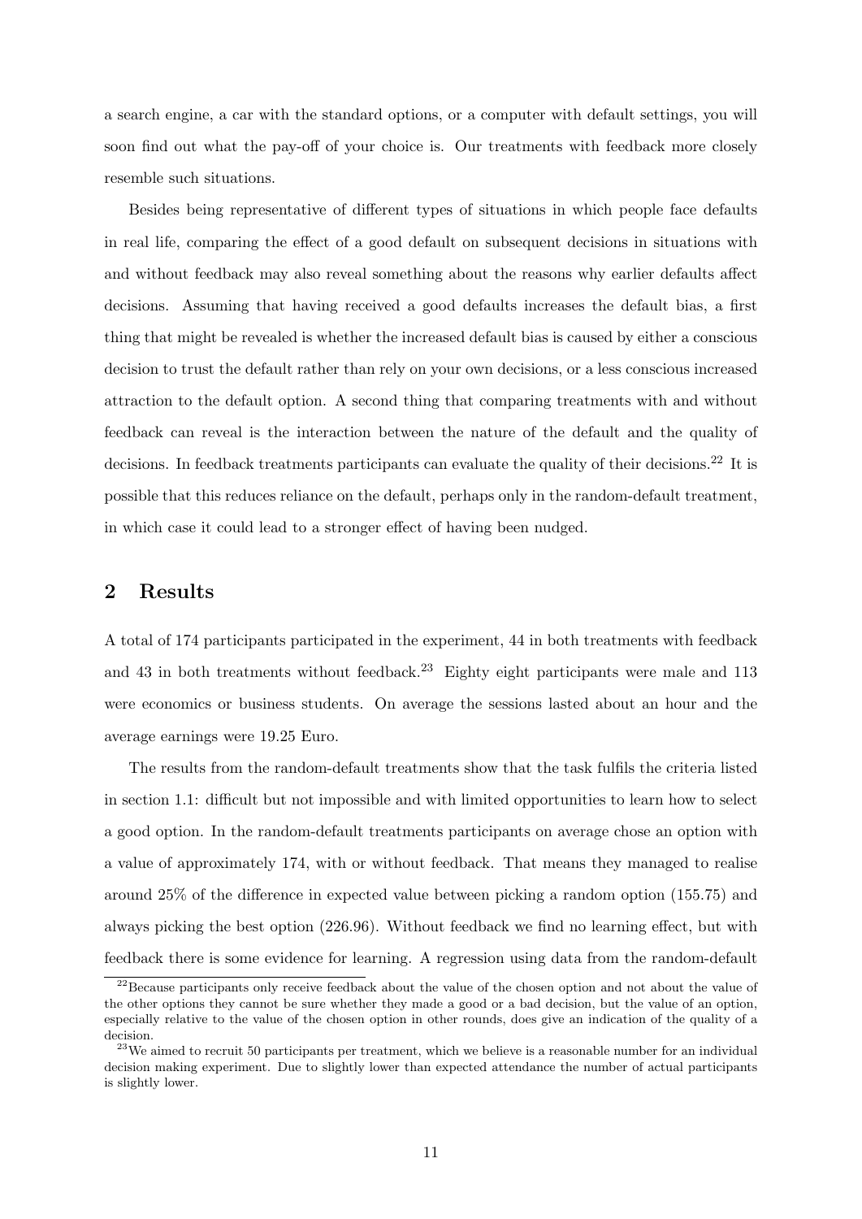a search engine, a car with the standard options, or a computer with default settings, you will soon find out what the pay-off of your choice is. Our treatments with feedback more closely resemble such situations.

Besides being representative of different types of situations in which people face defaults in real life, comparing the effect of a good default on subsequent decisions in situations with and without feedback may also reveal something about the reasons why earlier defaults affect decisions. Assuming that having received a good defaults increases the default bias, a first thing that might be revealed is whether the increased default bias is caused by either a conscious decision to trust the default rather than rely on your own decisions, or a less conscious increased attraction to the default option. A second thing that comparing treatments with and without feedback can reveal is the interaction between the nature of the default and the quality of decisions. In feedback treatments participants can evaluate the quality of their decisions.[22] It is possible that this reduces reliance on the default, perhaps only in the random-default treatment, in which case it could lead to a stronger effect of having been nudged.

## 2 Results

A total of 174 participants participated in the experiment, 44 in both treatments with feedback and 43 in both treatments without feedback.[23] Eighty eight participants were male and 113 were economics or business students. On average the sessions lasted about an hour and the average earnings were 19.25 Euro.

The results from the random-default treatments show that the task fulfils the criteria listed in section 1.1: difficult but not impossible and with limited opportunities to learn how to select a good option. In the random-default treatments participants on average chose an option with a value of approximately 174, with or without feedback. That means they managed to realise around 25% of the difference in expected value between picking a random option (155.75) and always picking the best option (226.96). Without feedback we find no learning effect, but with feedback there is some evidence for learning. A regression using data from the random-default

[22] Because participants only receive feedback about the value of the chosen option and not about the value of the other options they cannot be sure whether they made a good or a bad decision, but the value of an option, especially relative to the value of the chosen option in other rounds, does give an indication of the quality of a decision.

[23] We aimed to recruit 50 participants per treatment, which we believe is a reasonable number for an individual decision making experiment. Due to slightly lower than expected attendance the number of actual participants is slightly lower.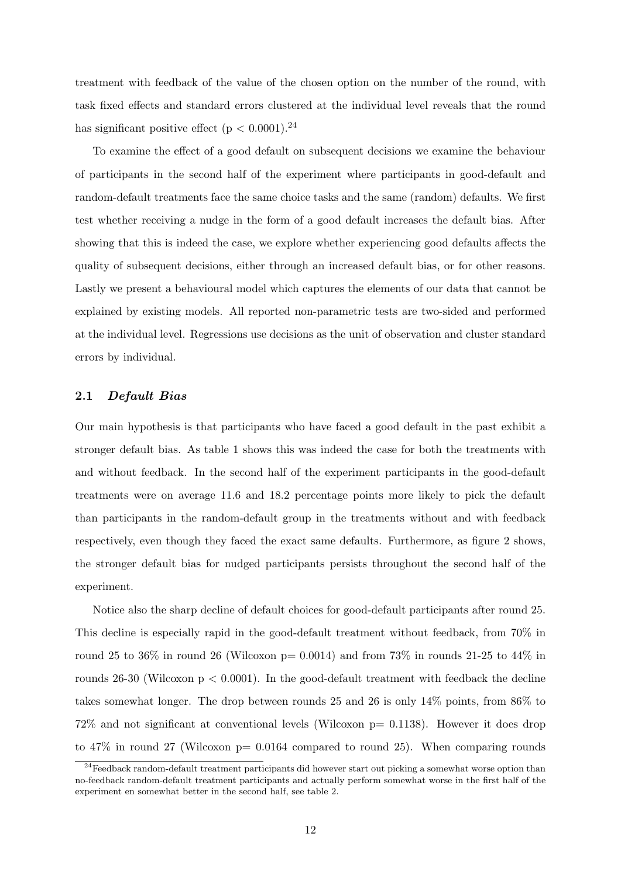treatment with feedback of the value of the chosen option on the number of the round, with task fixed effects and standard errors clustered at the individual level reveals that the round has significant positive effect ($p < 0.0001$).[24]

To examine the effect of a good default on subsequent decisions we examine the behaviour of participants in the second half of the experiment where participants in good-default and random-default treatments face the same choice tasks and the same (random) defaults. We first test whether receiving a nudge in the form of a good default increases the default bias. After showing that this is indeed the case, we explore whether experiencing good defaults affects the quality of subsequent decisions, either through an increased default bias, or for other reasons. Lastly we present a behavioural model which captures the elements of our data that cannot be explained by existing models. All reported non-parametric tests are two-sided and performed at the individual level. Regressions use decisions as the unit of observation and cluster standard errors by individual.

### 2.1 *Default Bias*

Our main hypothesis is that participants who have faced a good default in the past exhibit a stronger default bias. As table 1 shows this was indeed the case for both the treatments with and without feedback. In the second half of the experiment participants in the good-default treatments were on average 11.6 and 18.2 percentage points more likely to pick the default than participants in the random-default group in the treatments without and with feedback respectively, even though they faced the exact same defaults. Furthermore, as figure 2 shows, the stronger default bias for nudged participants persists throughout the second half of the experiment.

Notice also the sharp decline of default choices for good-default participants after round 25. This decline is especially rapid in the good-default treatment without feedback, from 70% in round 25 to 36% in round 26 (Wilcoxon $p = 0.0014$) and from 73% in rounds 21-25 to 44% in rounds 26-30 (Wilcoxon $p < 0.0001$). In the good-default treatment with feedback the decline takes somewhat longer. The drop between rounds 25 and 26 is only 14% points, from 86% to 72% and not significant at conventional levels (Wilcoxon $p = 0.1138$). However it does drop to 47% in round 27 (Wilcoxon $p = 0.0164$ compared to round 25). When comparing rounds

[24] Feedback random-default treatment participants did however start out picking a somewhat worse option than no-feedback random-default treatment participants and actually perform somewhat worse in the first half of the experiment en somewhat better in the second half, see table 2.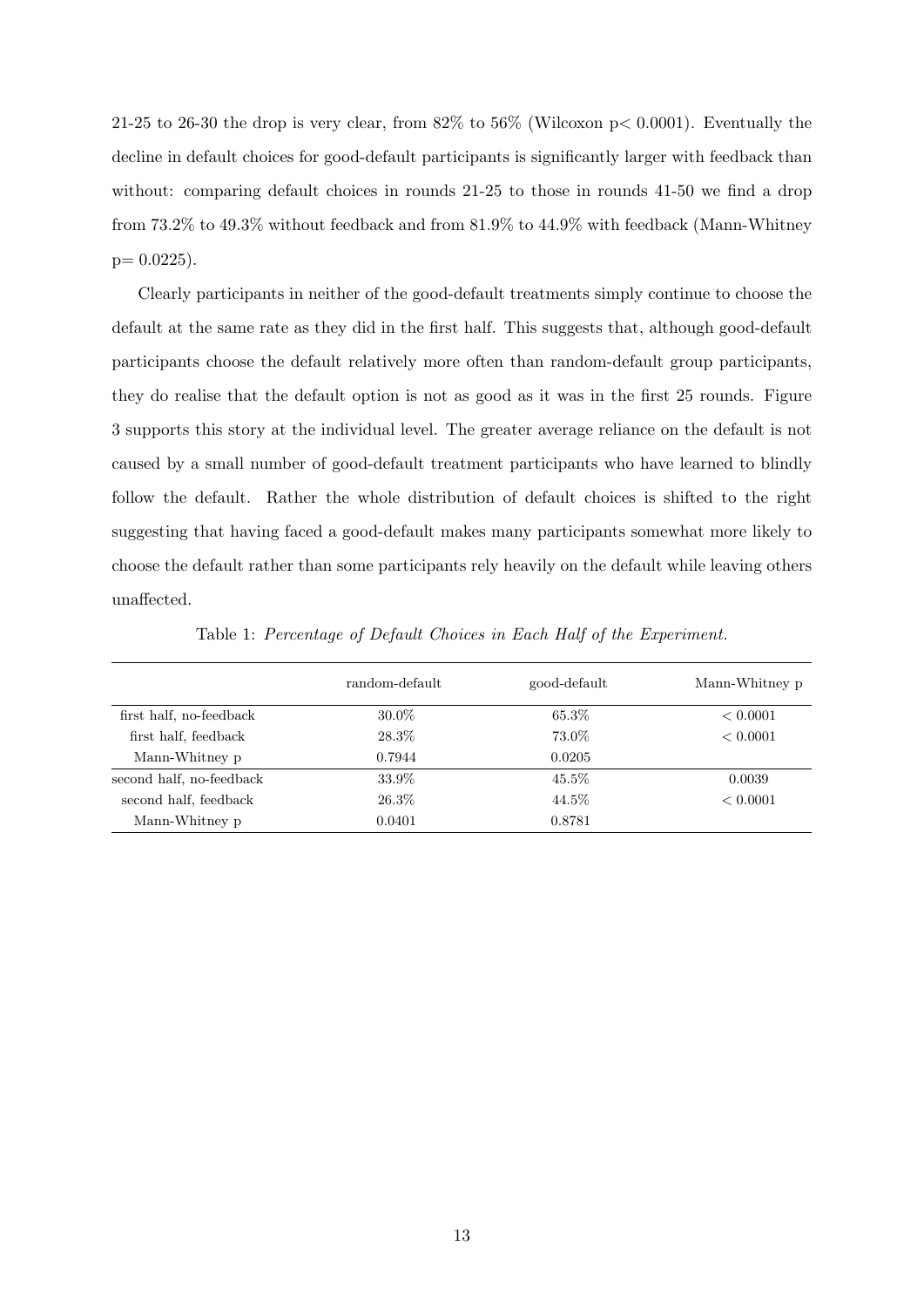21-25 to 26-30 the drop is very clear, from 82% to 56% (Wilcoxon $p < 0.0001$). Eventually the decline in default choices for good-default participants is significantly larger with feedback than without: comparing default choices in rounds 21-25 to those in rounds 41-50 we find a drop from 73.2% to 49.3% without feedback and from 81.9% to 44.9% with feedback (Mann-Whitney $p = 0.0225$).

Clearly participants in neither of the good-default treatments simply continue to choose the default at the same rate as they did in the first half. This suggests that, although good-default participants choose the default relatively more often than random-default group participants, they do realise that the default option is not as good as it was in the first 25 rounds. Figure 3 supports this story at the individual level. The greater average reliance on the default is not caused by a small number of good-default treatment participants who have learned to blindly follow the default. Rather the whole distribution of default choices is shifted to the right suggesting that having faced a good-default makes many participants somewhat more likely to choose the default rather than some participants rely heavily on the default while leaving others unaffected.

Table 1: *Percentage of Default Choices in Each Half of the Experiment.*

| | random-default | good-default | Mann-Whitney p |
|---|---|---|---|
| first half, no-feedback | 30.0% | 65.3% | $< 0.0001$ |
| first half, feedback | 28.3% | 73.0% | $< 0.0001$ |
| Mann-Whitney p | 0.7944 | 0.0205 | |
| second half, no-feedback | 33.9% | 45.5% | 0.0039 |
| second half, feedback | 26.3% | 44.5% | $< 0.0001$ |
| Mann-Whitney p | 0.0401 | 0.8781 | |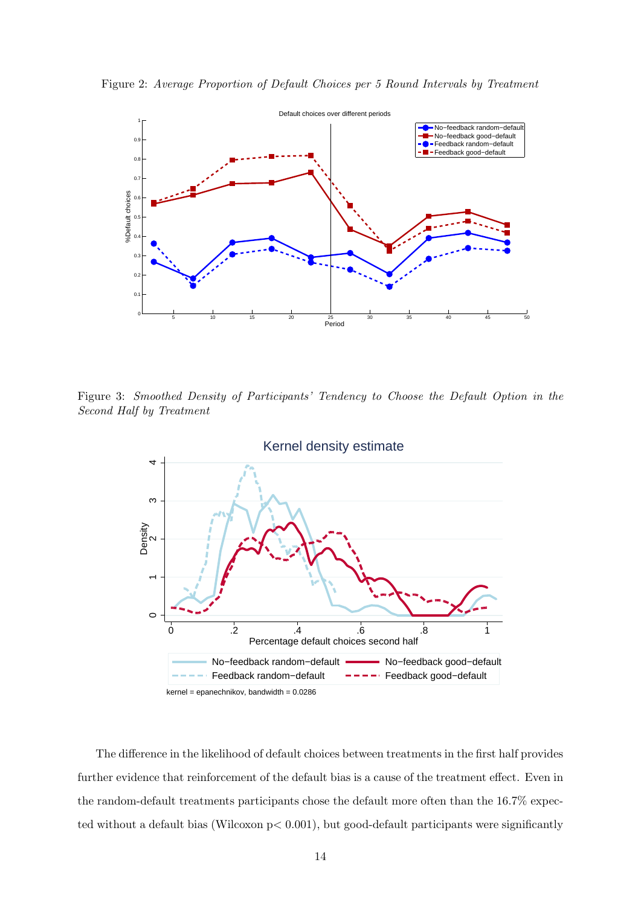Figure 2: *Average Proportion of Default Choices per 5 Round Intervals by Treatment*

Figure 3: *Smoothed Density of Participants' Tendency to Choose the Default Option in the Second Half by Treatment*

The difference in the likelihood of default choices between treatments in the first half provides further evidence that reinforcement of the default bias is a cause of the treatment effect. Even in the random-default treatments participants chose the default more often than the 16.7% expected without a default bias (Wilcoxon $p < 0.001$), but good-default participants were significantly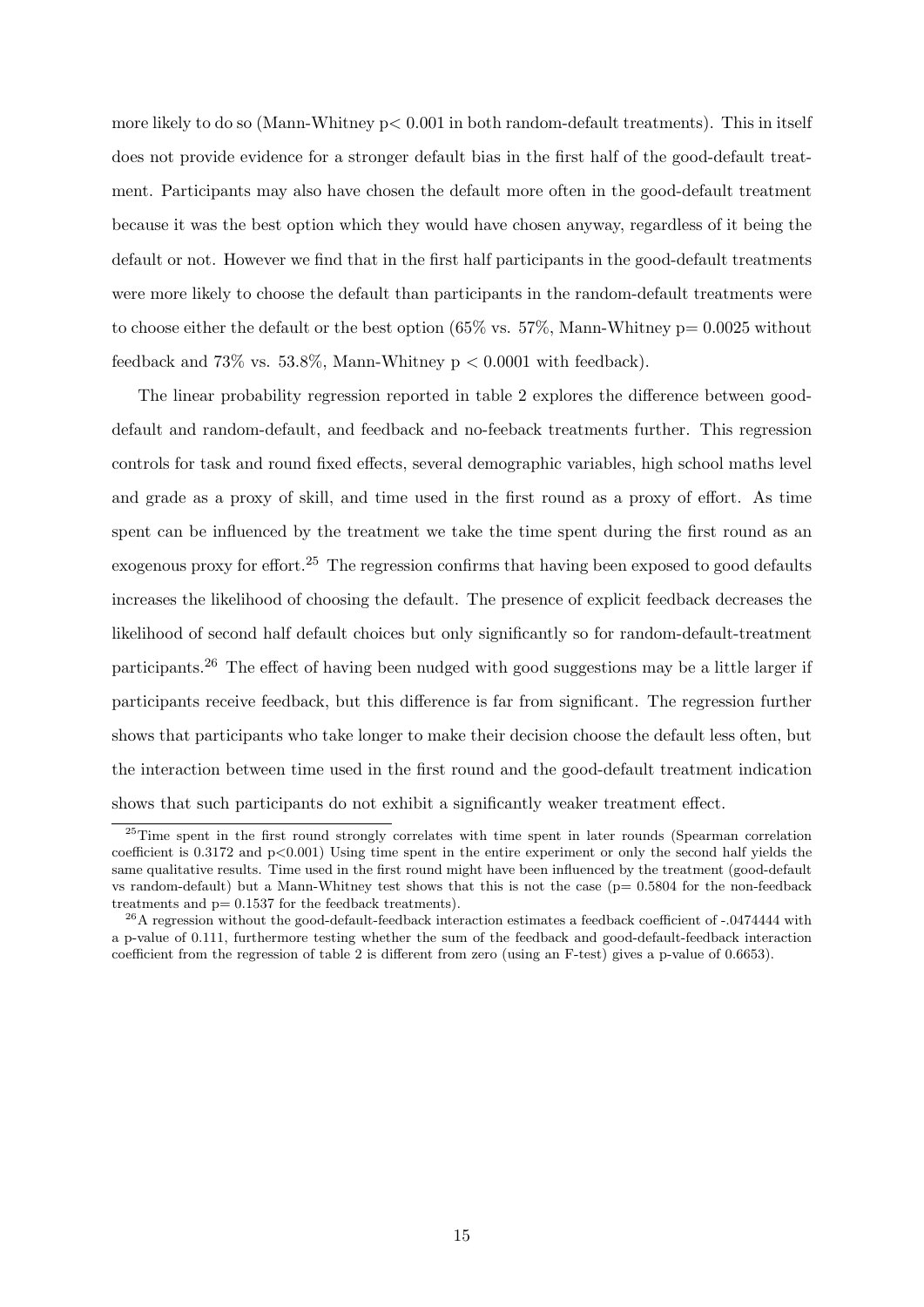more likely to do so (Mann-Whitney $p < 0.001$ in both random-default treatments). This in itself does not provide evidence for a stronger default bias in the first half of the good-default treatment. Participants may also have chosen the default more often in the good-default treatment because it was the best option which they would have chosen anyway, regardless of it being the default or not. However we find that in the first half participants in the good-default treatments were more likely to choose the default than participants in the random-default treatments were to choose either the default or the best option (65% vs. 57%, Mann-Whitney $p = 0.0025$ without feedback and 73% vs. 53.8%, Mann-Whitney $p < 0.0001$ with feedback).

The linear probability regression reported in table 2 explores the difference between good-default and random-default, and feedback and no-feeback treatments further. This regression controls for task and round fixed effects, several demographic variables, high school maths level and grade as a proxy of skill, and time used in the first round as a proxy of effort. As time spent can be influenced by the treatment we take the time spent during the first round as an exogenous proxy for effort.[25] The regression confirms that having been exposed to good defaults increases the likelihood of choosing the default. The presence of explicit feedback decreases the likelihood of second half default choices but only significantly so for random-default-treatment participants.[26] The effect of having been nudged with good suggestions may be a little larger if participants receive feedback, but this difference is far from significant. The regression further shows that participants who take longer to make their decision choose the default less often, but the interaction between time used in the first round and the good-default treatment indication shows that such participants do not exhibit a significantly weaker treatment effect.

[25] Time spent in the first round strongly correlates with time spent in later rounds (Spearman correlation coefficient is 0.3172 and $p<0.001$) Using time spent in the entire experiment or only the second half yields the same qualitative results. Time used in the first round might have been influenced by the treatment (good-default vs random-default) but a Mann-Whitney test shows that this is not the case ($p= 0.5804$ for the non-feedback treatments and $p= 0.1537$ for the feedback treatments).

[26] A regression without the good-default-feedback interaction estimates a feedback coefficient of -.0474444 with a p-value of 0.111, furthermore testing whether the sum of the feedback and good-default-feedback interaction coefficient from the regression of table 2 is different from zero (using an F-test) gives a p-value of 0.6653).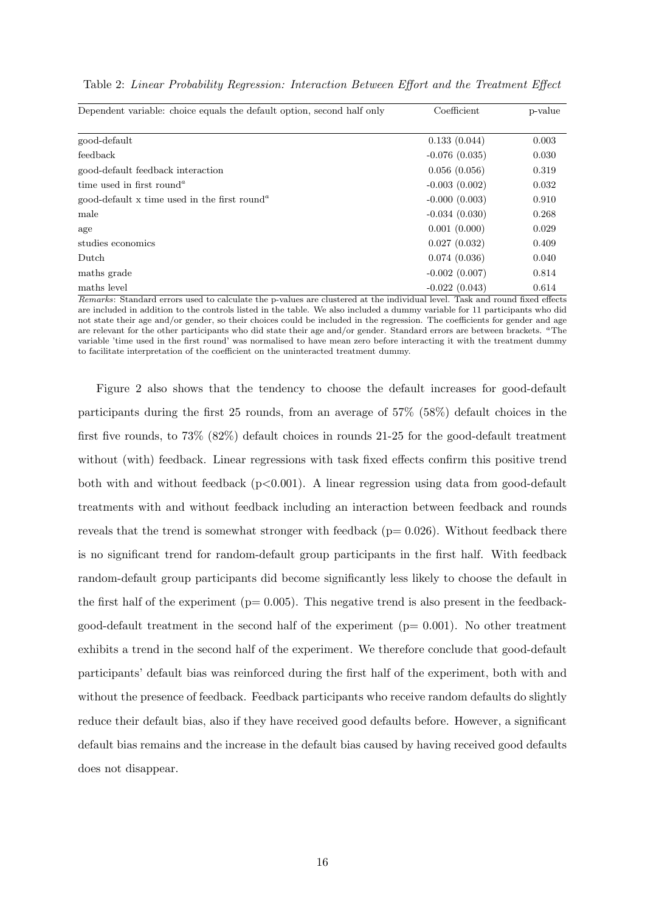Table 2: *Linear Probability Regression: Interaction Between Effort and the Treatment Effect*

| Dependent variable: choice equals the default option, second half only | Coefficient | p-value |
|---|---|---|
| good-default | 0.133 (0.044) | 0.003 |
| feedback | -0.076 (0.035) | 0.030 |
| good-default feedback interaction | 0.056 (0.056) | 0.319 |
| time used in first round[a] | -0.003 (0.002) | 0.032 |
| good-default x time used in the first round[a] | -0.000 (0.003) | 0.910 |
| male | -0.034 (0.030) | 0.268 |
| age | 0.001 (0.000) | 0.029 |
| studies economics | 0.027 (0.032) | 0.409 |
| Dutch | 0.074 (0.036) | 0.040 |
| maths grade | -0.002 (0.007) | 0.814 |
| maths level | -0.022 (0.043) | 0.614 |

*Remarks*: Standard errors used to calculate the p-values are clustered at the individual level. Task and round fixed effects are included in addition to the controls listed in the table. We also included a dummy variable for 11 participants who did not state their age and/or gender, so their choices could be included in the regression. The coefficients for gender and age are relevant for the other participants who did state their age and/or gender. Standard errors are between brackets. [a]The variable 'time used in the first round' was normalised to have mean zero before interacting it with the treatment dummy to facilitate interpretation of the coefficient on the uninteracted treatment dummy.

Figure 2 also shows that the tendency to choose the default increases for good-default participants during the first 25 rounds, from an average of 57% (58%) default choices in the first five rounds, to 73% (82%) default choices in rounds 21-25 for the good-default treatment without (with) feedback. Linear regressions with task fixed effects confirm this positive trend both with and without feedback ($p<0.001$). A linear regression using data from good-default treatments with and without feedback including an interaction between feedback and rounds reveals that the trend is somewhat stronger with feedback ($p= 0.026$). Without feedback there is no significant trend for random-default group participants in the first half. With feedback random-default group participants did become significantly less likely to choose the default in the first half of the experiment ($p= 0.005$). This negative trend is also present in the feedback-good-default treatment in the second half of the experiment ($p= 0.001$). No other treatment exhibits a trend in the second half of the experiment. We therefore conclude that good-default participants' default bias was reinforced during the first half of the experiment, both with and without the presence of feedback. Feedback participants who receive random defaults do slightly reduce their default bias, also if they have received good defaults before. However, a significant default bias remains and the increase in the default bias caused by having received good defaults does not disappear.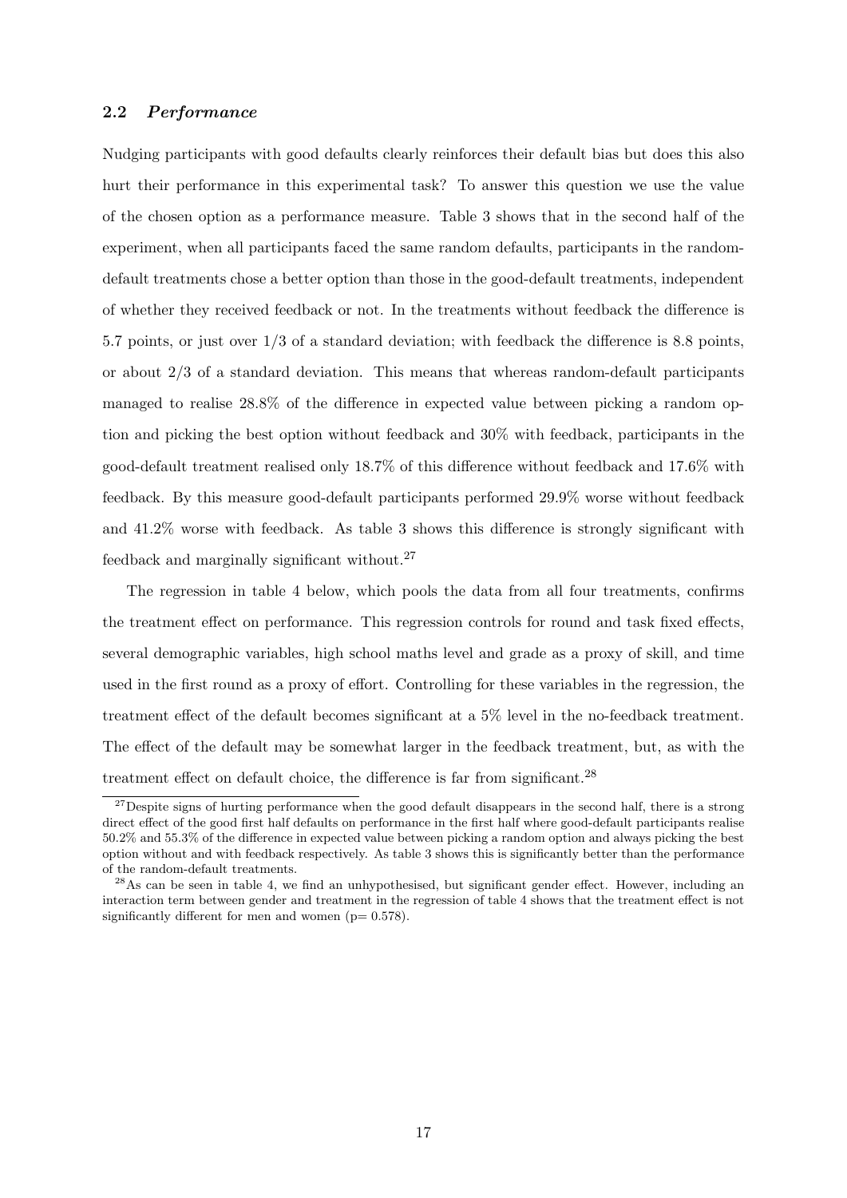### 2.2 *Performance*

Nudging participants with good defaults clearly reinforces their default bias but does this also hurt their performance in this experimental task? To answer this question we use the value of the chosen option as a performance measure. Table 3 shows that in the second half of the experiment, when all participants faced the same random defaults, participants in the random-default treatments chose a better option than those in the good-default treatments, independent of whether they received feedback or not. In the treatments without feedback the difference is 5.7 points, or just over 1/3 of a standard deviation; with feedback the difference is 8.8 points, or about 2/3 of a standard deviation. This means that whereas random-default participants managed to realise 28.8% of the difference in expected value between picking a random option and picking the best option without feedback and 30% with feedback, participants in the good-default treatment realised only 18.7% of this difference without feedback and 17.6% with feedback. By this measure good-default participants performed 29.9% worse without feedback and 41.2% worse with feedback. As table 3 shows this difference is strongly significant with feedback and marginally significant without.[27]

The regression in table 4 below, which pools the data from all four treatments, confirms the treatment effect on performance. This regression controls for round and task fixed effects, several demographic variables, high school maths level and grade as a proxy of skill, and time used in the first round as a proxy of effort. Controlling for these variables in the regression, the treatment effect of the default becomes significant at a 5% level in the no-feedback treatment. The effect of the default may be somewhat larger in the feedback treatment, but, as with the treatment effect on default choice, the difference is far from significant.[28]

[27] Despite signs of hurting performance when the good default disappears in the second half, there is a strong direct effect of the good first half defaults on performance in the first half where good-default participants realise 50.2% and 55.3% of the difference in expected value between picking a random option and always picking the best option without and with feedback respectively. As table 3 shows this is significantly better than the performance of the random-default treatments.

[28] As can be seen in table 4, we find an unhypothesised, but significant gender effect. However, including an interaction term between gender and treatment in the regression of table 4 shows that the treatment effect is not significantly different for men and women ($p = 0.578$).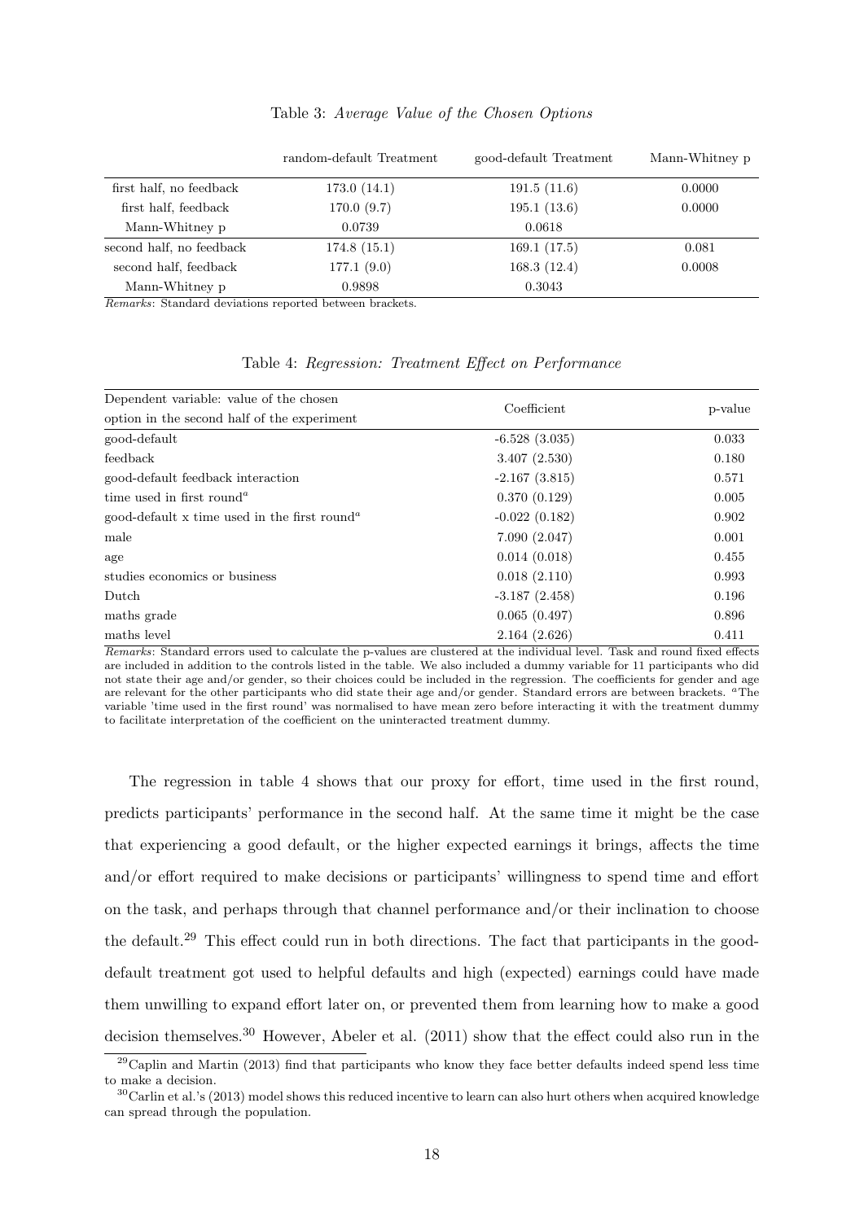Table 3: *Average Value of the Chosen Options*

| | random-default Treatment | good-default Treatment | Mann-Whitney p |
|---|---|---|---|
| first half, no feedback | 173.0 (14.1) | 191.5 (11.6) | 0.0000 |
| first half, feedback | 170.0 (9.7) | 195.1 (13.6) | 0.0000 |
| Mann-Whitney p | 0.0739 | 0.0618 | |
| second half, no feedback | 174.8 (15.1) | 169.1 (17.5) | 0.081 |
| second half, feedback | 177.1 (9.0) | 168.3 (12.4) | 0.0008 |
| Mann-Whitney p | 0.9898 | 0.3043 | |

*Remarks*: Standard deviations reported between brackets.

Table 4: *Regression: Treatment Effect on Performance*

| Dependent variable: value of the chosen option in the second half of the experiment | Coefficient | p-value |
|---|---|---|
| good-default | -6.528 (3.035) | 0.033 |
| feedback | 3.407 (2.530) | 0.180 |
| good-default feedback interaction | -2.167 (3.815) | 0.571 |
| time used in first round[a] | 0.370 (0.129) | 0.005 |
| good-default x time used in the first round[a] | -0.022 (0.182) | 0.902 |
| male | 7.090 (2.047) | 0.001 |
| age | 0.014 (0.018) | 0.455 |
| studies economics or business | 0.018 (2.110) | 0.993 |
| Dutch | -3.187 (2.458) | 0.196 |
| maths grade | 0.065 (0.497) | 0.896 |
| maths level | 2.164 (2.626) | 0.411 |

*Remarks*: Standard errors used to calculate the p-values are clustered at the individual level. Task and round fixed effects are included in addition to the controls listed in the table. We also included a dummy variable for 11 participants who did not state their age and/or gender, so their choices could be included in the regression. The coefficients for gender and age are relevant for the other participants who did state their age and/or gender. Standard errors are between brackets. [a]The variable 'time used in the first round' was normalised to have mean zero before interacting it with the treatment dummy to facilitate interpretation of the coefficient on the uninteracted treatment dummy.

The regression in table 4 shows that our proxy for effort, time used in the first round, predicts participants' performance in the second half. At the same time it might be the case that experiencing a good default, or the higher expected earnings it brings, affects the time and/or effort required to make decisions or participants' willingness to spend time and effort on the task, and perhaps through that channel performance and/or their inclination to choose the default.[29] This effect could run in both directions. The fact that participants in the good-default treatment got used to helpful defaults and high (expected) earnings could have made them unwilling to expand effort later on, or prevented them from learning how to make a good decision themselves.[30] However, Abeler et al. (2011) show that the effect could also run in the

[29] Caplin and Martin (2013) find that participants who know they face better defaults indeed spend less time to make a decision.

[30] Carlin et al.'s (2013) model shows this reduced incentive to learn can also hurt others when acquired knowledge can spread through the population.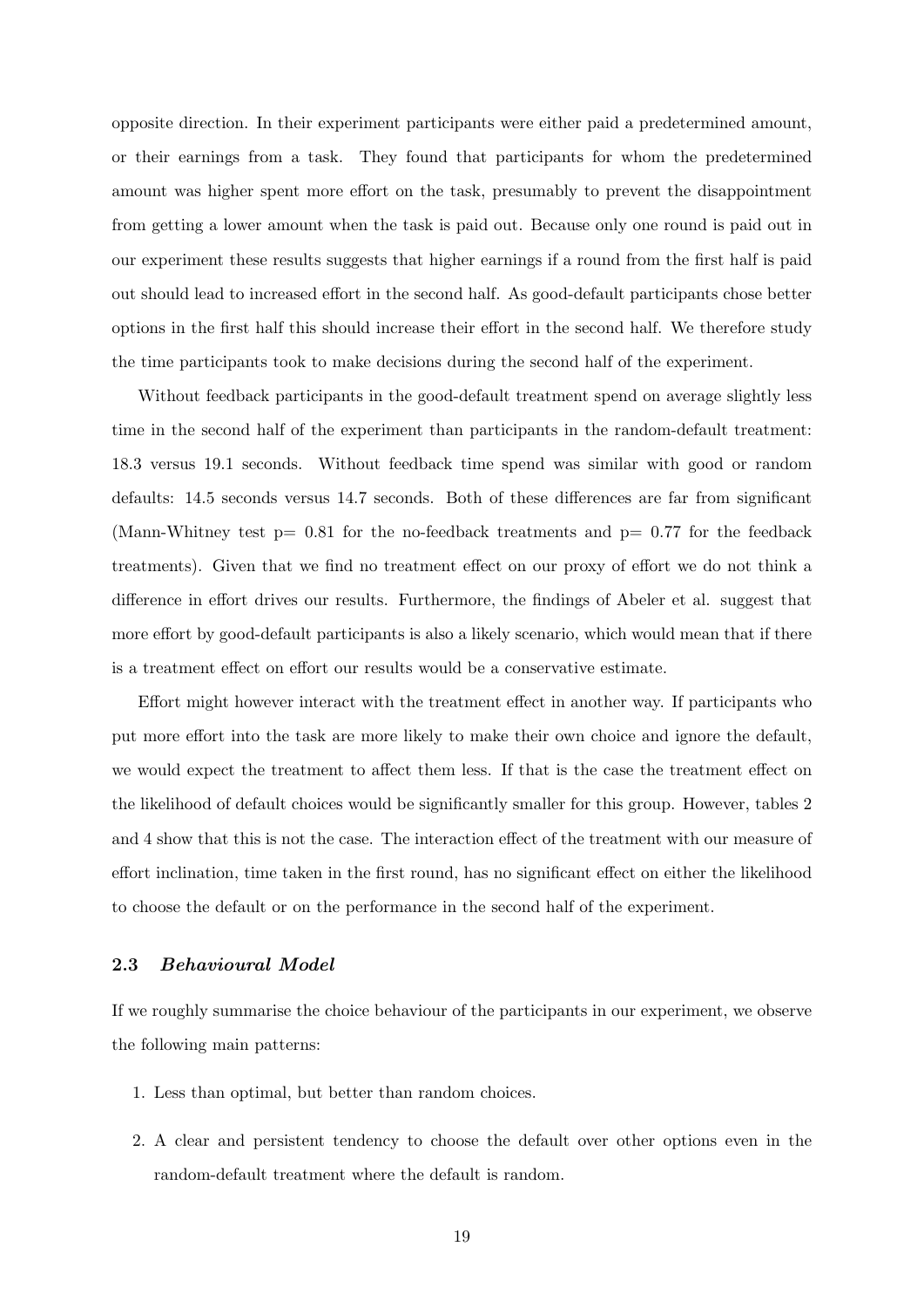opposite direction. In their experiment participants were either paid a predetermined amount, or their earnings from a task. They found that participants for whom the predetermined amount was higher spent more effort on the task, presumably to prevent the disappointment from getting a lower amount when the task is paid out. Because only one round is paid out in our experiment these results suggests that higher earnings if a round from the first half is paid out should lead to increased effort in the second half. As good-default participants chose better options in the first half this should increase their effort in the second half. We therefore study the time participants took to make decisions during the second half of the experiment.

Without feedback participants in the good-default treatment spend on average slightly less time in the second half of the experiment than participants in the random-default treatment: 18.3 versus 19.1 seconds. Without feedback time spend was similar with good or random defaults: 14.5 seconds versus 14.7 seconds. Both of these differences are far from significant (Mann-Whitney test p= 0.81 for the no-feedback treatments and p= 0.77 for the feedback treatments). Given that we find no treatment effect on our proxy of effort we do not think a difference in effort drives our results. Furthermore, the findings of Abeler et al. suggest that more effort by good-default participants is also a likely scenario, which would mean that if there is a treatment effect on effort our results would be a conservative estimate.

Effort might however interact with the treatment effect in another way. If participants who put more effort into the task are more likely to make their own choice and ignore the default, we would expect the treatment to affect them less. If that is the case the treatment effect on the likelihood of default choices would be significantly smaller for this group. However, tables 2 and 4 show that this is not the case. The interaction effect of the treatment with our measure of effort inclination, time taken in the first round, has no significant effect on either the likelihood to choose the default or on the performance in the second half of the experiment.

### 2.3 *Behavioural Model*

If we roughly summarise the choice behaviour of the participants in our experiment, we observe the following main patterns:

1. Less than optimal, but better than random choices.
2. A clear and persistent tendency to choose the default over other options even in the random-default treatment where the default is random.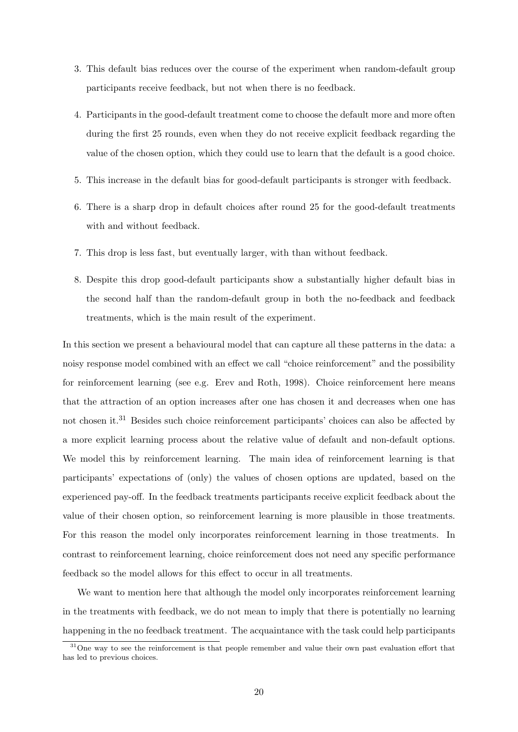3. This default bias reduces over the course of the experiment when random-default group participants receive feedback, but not when there is no feedback.
4. Participants in the good-default treatment come to choose the default more and more often during the first 25 rounds, even when they do not receive explicit feedback regarding the value of the chosen option, which they could use to learn that the default is a good choice.
5. This increase in the default bias for good-default participants is stronger with feedback.
6. There is a sharp drop in default choices after round 25 for the good-default treatments with and without feedback.
7. This drop is less fast, but eventually larger, with than without feedback.
8. Despite this drop good-default participants show a substantially higher default bias in the second half than the random-default group in both the no-feedback and feedback treatments, which is the main result of the experiment.

In this section we present a behavioural model that can capture all these patterns in the data: a noisy response model combined with an effect we call "choice reinforcement" and the possibility for reinforcement learning (see e.g. Erev and Roth, 1998). Choice reinforcement here means that the attraction of an option increases after one has chosen it and decreases when one has not chosen it.[31] Besides such choice reinforcement participants' choices can also be affected by a more explicit learning process about the relative value of default and non-default options. We model this by reinforcement learning. The main idea of reinforcement learning is that participants' expectations of (only) the values of chosen options are updated, based on the experienced pay-off. In the feedback treatments participants receive explicit feedback about the value of their chosen option, so reinforcement learning is more plausible in those treatments. For this reason the model only incorporates reinforcement learning in those treatments. In contrast to reinforcement learning, choice reinforcement does not need any specific performance feedback so the model allows for this effect to occur in all treatments.

We want to mention here that although the model only incorporates reinforcement learning in the treatments with feedback, we do not mean to imply that there is potentially no learning happening in the no feedback treatment. The acquaintance with the task could help participants

[31] One way to see the reinforcement is that people remember and value their own past evaluation effort that has led to previous choices.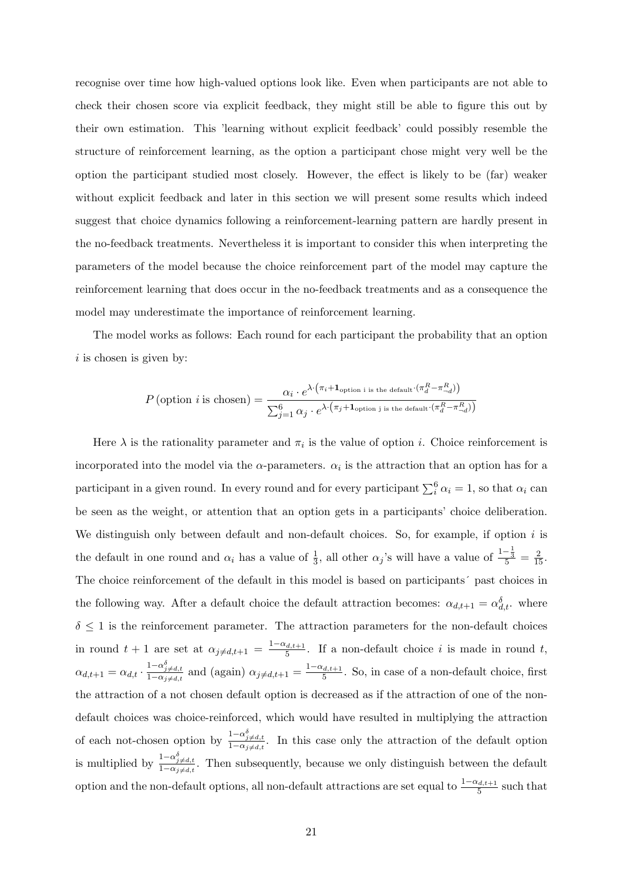recognise over time how high-valued options look like. Even when participants are not able to check their chosen score via explicit feedback, they might still be able to figure this out by their own estimation. This 'learning without explicit feedback' could possibly resemble the structure of reinforcement learning, as the option a participant chose might very well be the option the participant studied most closely. However, the effect is likely to be (far) weaker without explicit feedback and later in this section we will present some results which indeed suggest that choice dynamics following a reinforcement-learning pattern are hardly present in the no-feedback treatments. Nevertheless it is important to consider this when interpreting the parameters of the model because the choice reinforcement part of the model may capture the reinforcement learning that does occur in the no-feedback treatments and as a consequence the model may underestimate the importance of reinforcement learning.

The model works as follows: Each round for each participant the probability that an option $i$ is chosen is given by:

$$P\left(\text{option } i \text{ is chosen}\right) = \frac{\alpha_i \cdot e^{\lambda \cdot \left(\pi_i + \mathbf{1}_{\text{option i is the default}} \cdot \left(\pi_d^R - \pi_{-d}^R\right)\right)}}{\sum_{j=1}^{6} \alpha_j \cdot e^{\lambda \cdot \left(\pi_j + \mathbf{1}_{\text{option j is the default}} \cdot \left(\pi_d^R - \pi_{-d}^R\right)\right)}}$$

Here $\lambda$ is the rationality parameter and $\pi_i$ is the value of option $i$. Choice reinforcement is incorporated into the model via the $\alpha$-parameters. $\alpha_i$ is the attraction that an option has for a participant in a given round. In every round and for every participant $\sum_i^6 \alpha_i = 1$, so that $\alpha_i$ can be seen as the weight, or attention that an option gets in a participants' choice deliberation. We distinguish only between default and non-default choices. So, for example, if option $i$ is the default in one round and $\alpha_i$ has a value of $\frac{1}{3}$, all other $\alpha_j$'s will have a value of $\frac{1-\frac{1}{3}}{5} = \frac{2}{15}$. The choice reinforcement of the default in this model is based on participants´ past choices in the following way. After a default choice the default attraction becomes: $\alpha_{d,t+1} = \alpha_{d,t}^{\delta}$. where $\delta \leq 1$ is the reinforcement parameter. The attraction parameters for the non-default choices in round $t+1$ are set at $\alpha_{j \neq d,t+1} = \frac{1-\alpha_{d,t+1}}{5}$. If a non-default choice $i$ is made in round $t$, $\alpha_{d,t+1} = \alpha_{d,t} \cdot \frac{1-\alpha_{j \neq d,t}^{\delta}}{1-\alpha_{j \neq d,t}}$ and (again) $\alpha_{j \neq d,t+1} = \frac{1-\alpha_{d,t+1}}{5}$. So, in case of a non-default choice, first the attraction of a not chosen default option is decreased as if the attraction of one of the non-default choices was choice-reinforced, which would have resulted in multiplying the attraction of each not-chosen option by $\frac{1-\alpha_{j \neq d,t}^{\delta}}{1-\alpha_{j \neq d,t}}$. In this case only the attraction of the default option is multiplied by $\frac{1-\alpha_{j \neq d,t}^{\delta}}{1-\alpha_{j \neq d,t}}$. Then subsequently, because we only distinguish between the default option and the non-default options, all non-default attractions are set equal to $\frac{1-\alpha_{d,t+1}}{5}$ such that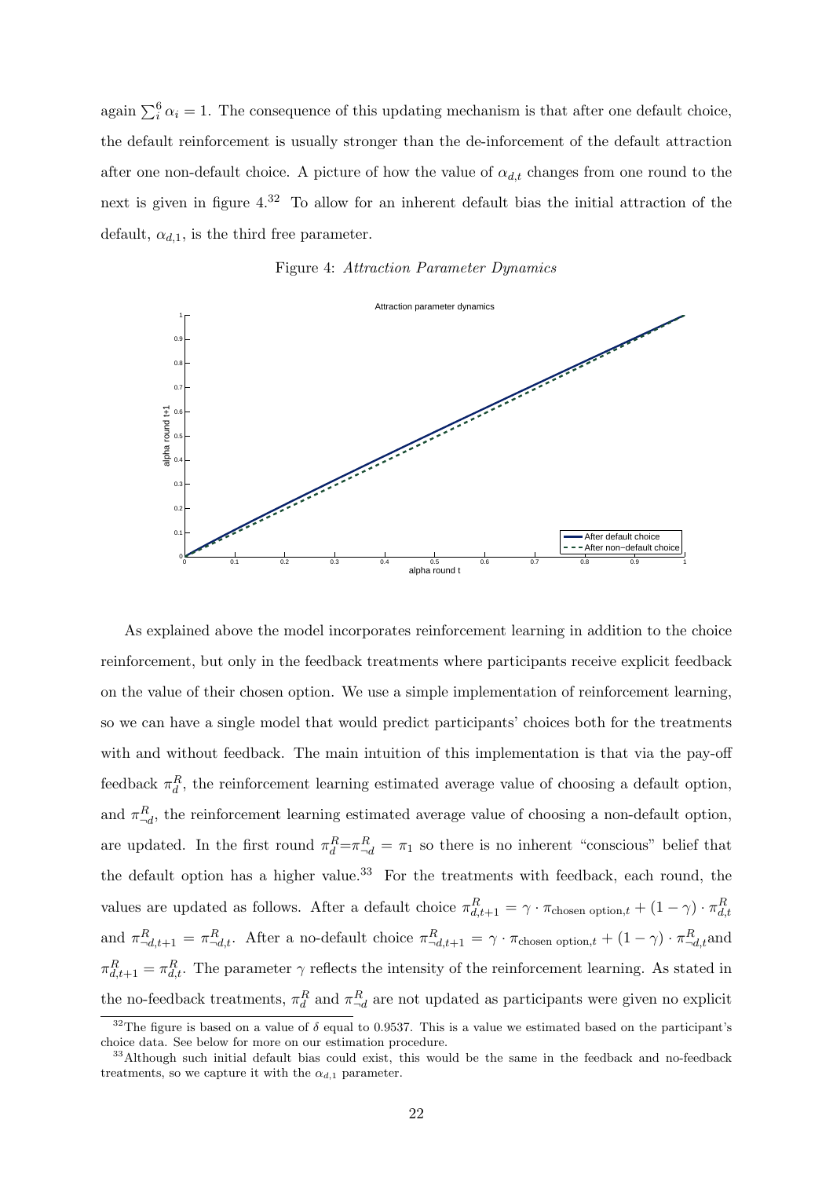again $\sum_i^6 \alpha_i = 1$. The consequence of this updating mechanism is that after one default choice, the default reinforcement is usually stronger than the de-inforcement of the default attraction after one non-default choice. A picture of how the value of $\alpha_{d,t}$ changes from one round to the next is given in figure 4.[32] To allow for an inherent default bias the initial attraction of the default, $\alpha_{d,1}$, is the third free parameter.

Figure 4: *Attraction Parameter Dynamics*

As explained above the model incorporates reinforcement learning in addition to the choice reinforcement, but only in the feedback treatments where participants receive explicit feedback on the value of their chosen option. We use a simple implementation of reinforcement learning, so we can have a single model that would predict participants' choices both for the treatments with and without feedback. The main intuition of this implementation is that via the pay-off feedback $\pi_d^R$, the reinforcement learning estimated average value of choosing a default option, and $\pi_{\neg d}^R$, the reinforcement learning estimated average value of choosing a non-default option, are updated. In the first round $\pi_d^R = \pi_{\neg d}^R = \pi_1$ so there is no inherent "conscious" belief that the default option has a higher value.[33] For the treatments with feedback, each round, the values are updated as follows. After a default choice $\pi_{d,t+1}^R = \gamma \cdot \pi_{\text{chosen option},t} + (1-\gamma) \cdot \pi_{d,t}^R$ and $\pi_{\neg d,t+1}^R = \pi_{\neg d,t}^R$. After a no-default choice $\pi_{\neg d,t+1}^R = \gamma \cdot \pi_{\text{chosen option},t} + (1-\gamma) \cdot \pi_{\neg d,t}^R$ and $\pi_{d,t+1}^R = \pi_{d,t}^R$. The parameter $\gamma$ reflects the intensity of the reinforcement learning. As stated in the no-feedback treatments, $\pi_d^R$ and $\pi_{\neg d}^R$ are not updated as participants were given no explicit

[32] The figure is based on a value of $\delta$ equal to 0.9537. This is a value we estimated based on the participant's choice data. See below for more on our estimation procedure.

[33] Although such initial default bias could exist, this would be the same in the feedback and no-feedback treatments, so we capture it with the $\alpha_{d,1}$ parameter.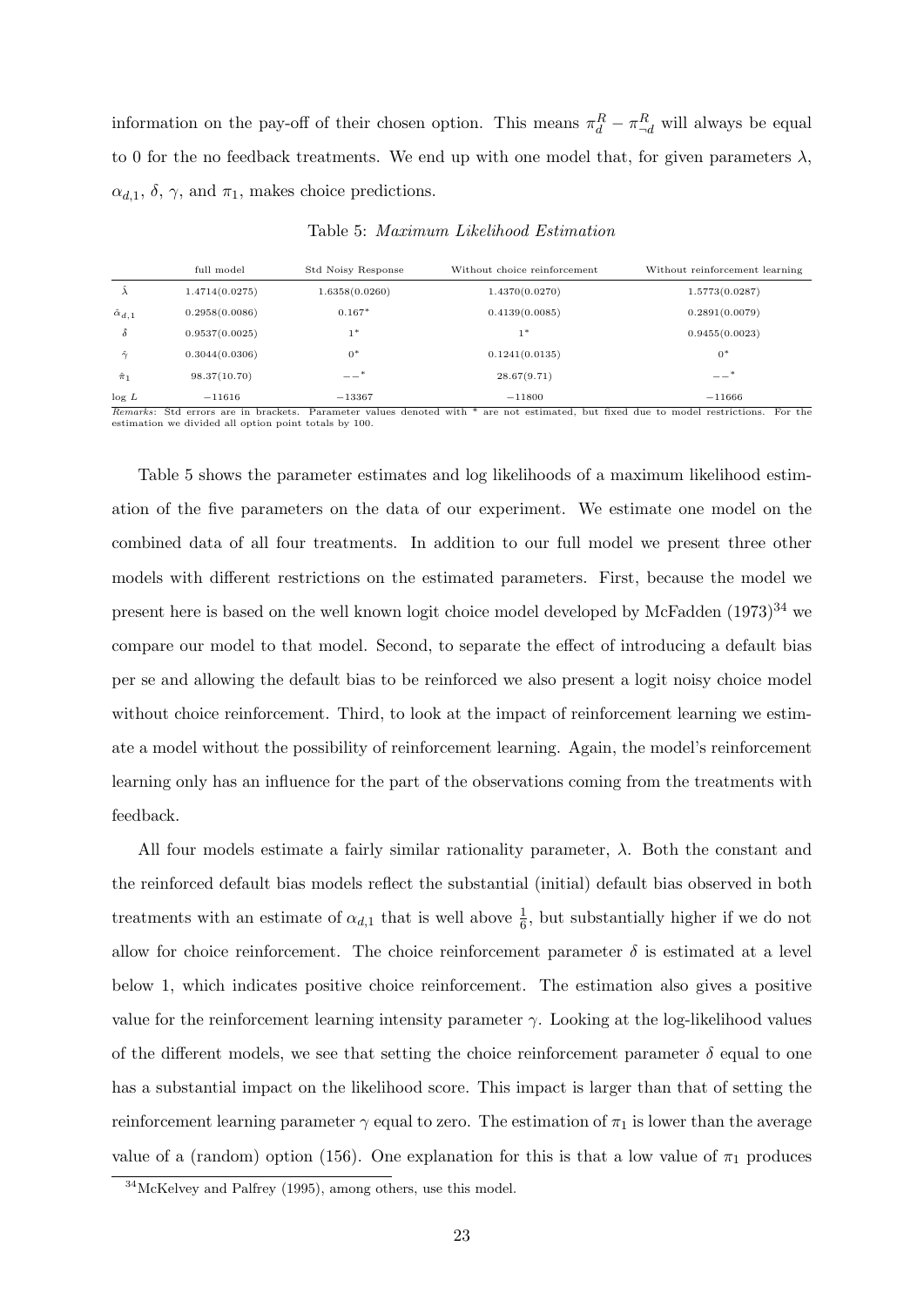information on the pay-off of their chosen option. This means $\pi_d^R - \pi_{\neg d}^R$ will always be equal to 0 for the no feedback treatments. We end up with one model that, for given parameters $\lambda$, $\alpha_{d,1}$, $\delta$, $\gamma$, and $\pi_1$, makes choice predictions.

Table 5: *Maximum Likelihood Estimation*

| | full model | Std Noisy Response | Without choice reinforcement | Without reinforcement learning |
|---|---|---|---|---|
| $\hat{\lambda}$ | 1.4714(0.0275) | 1.6358(0.0260) | 1.4370(0.0270) | 1.5773(0.0287) |
| $\hat{\alpha}_{d,1}$ | 0.2958(0.0086) | $0.167^*$ | 0.4139(0.0085) | 0.2891(0.0079) |
| $\hat{\delta}$ | 0.9537(0.0025) | $1^*$ | $1^*$ | 0.9455(0.0023) |
| $\hat{\gamma}$ | 0.3044(0.0306) | $0^*$ | 0.1241(0.0135) | $0^*$ |
| $\hat{\pi}_1$ | 98.37(10.70) | $--^*$ | 28.67(9.71) | $--^*$ |
| $\log L$ | $-11616$ | $-13367$ | $-11800$ | $-11666$ |

*Remarks*: Std errors are in brackets. Parameter values denoted with * are not estimated, but fixed due to model restrictions. For the estimation we divided all option point totals by 100.

Table 5 shows the parameter estimates and log likelihoods of a maximum likelihood estimation of the five parameters on the data of our experiment. We estimate one model on the combined data of all four treatments. In addition to our full model we present three other models with different restrictions on the estimated parameters. First, because the model we present here is based on the well known logit choice model developed by McFadden (1973)[34] we compare our model to that model. Second, to separate the effect of introducing a default bias per se and allowing the default bias to be reinforced we also present a logit noisy choice model without choice reinforcement. Third, to look at the impact of reinforcement learning we estimate a model without the possibility of reinforcement learning. Again, the model's reinforcement learning only has an influence for the part of the observations coming from the treatments with feedback.

All four models estimate a fairly similar rationality parameter, $\lambda$. Both the constant and the reinforced default bias models reflect the substantial (initial) default bias observed in both treatments with an estimate of $\alpha_{d,1}$ that is well above $\frac{1}{6}$, but substantially higher if we do not allow for choice reinforcement. The choice reinforcement parameter $\delta$ is estimated at a level below 1, which indicates positive choice reinforcement. The estimation also gives a positive value for the reinforcement learning intensity parameter $\gamma$. Looking at the log-likelihood values of the different models, we see that setting the choice reinforcement parameter $\delta$ equal to one has a substantial impact on the likelihood score. This impact is larger than that of setting the reinforcement learning parameter $\gamma$ equal to zero. The estimation of $\pi_1$ is lower than the average value of a (random) option (156). One explanation for this is that a low value of $\pi_1$ produces

[34] McKelvey and Palfrey (1995), among others, use this model.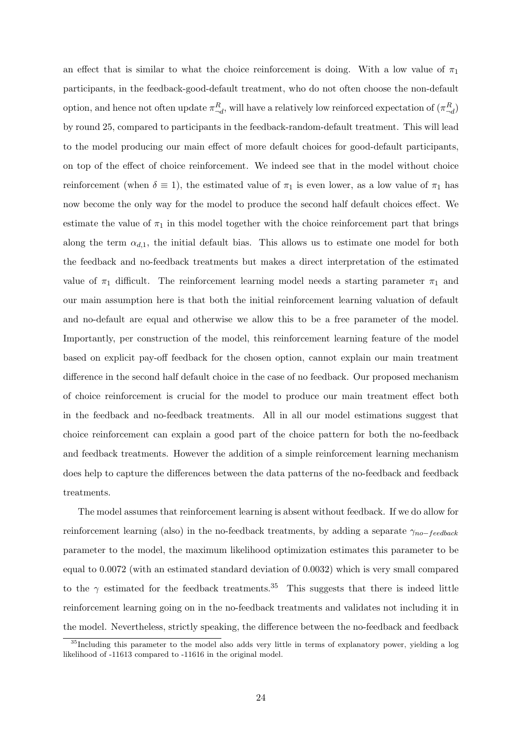an effect that is similar to what the choice reinforcement is doing. With a low value of $\pi_1$ participants, in the feedback-good-default treatment, who do not often choose the non-default option, and hence not often update $\pi^R_{\neg d}$, will have a relatively low reinforced expectation of $(\pi^R_{\neg d})$ by round 25, compared to participants in the feedback-random-default treatment. This will lead to the model producing our main effect of more default choices for good-default participants, on top of the effect of choice reinforcement. We indeed see that in the model without choice reinforcement (when $\delta \equiv 1$), the estimated value of $\pi_1$ is even lower, as a low value of $\pi_1$ has now become the only way for the model to produce the second half default choices effect. We estimate the value of $\pi_1$ in this model together with the choice reinforcement part that brings along the term $\alpha_{d,1}$, the initial default bias. This allows us to estimate one model for both the feedback and no-feedback treatments but makes a direct interpretation of the estimated value of $\pi_1$ difficult. The reinforcement learning model needs a starting parameter $\pi_1$ and our main assumption here is that both the initial reinforcement learning valuation of default and no-default are equal and otherwise we allow this to be a free parameter of the model. Importantly, per construction of the model, this reinforcement learning feature of the model based on explicit pay-off feedback for the chosen option, cannot explain our main treatment difference in the second half default choice in the case of no feedback. Our proposed mechanism of choice reinforcement is crucial for the model to produce our main treatment effect both in the feedback and no-feedback treatments. All in all our model estimations suggest that choice reinforcement can explain a good part of the choice pattern for both the no-feedback and feedback treatments. However the addition of a simple reinforcement learning mechanism does help to capture the differences between the data patterns of the no-feedback and feedback treatments.

The model assumes that reinforcement learning is absent without feedback. If we do allow for reinforcement learning (also) in the no-feedback treatments, by adding a separate $\gamma_{no-feedback}$ parameter to the model, the maximum likelihood optimization estimates this parameter to be equal to 0.0072 (with an estimated standard deviation of 0.0032) which is very small compared to the $\gamma$ estimated for the feedback treatments.[35] This suggests that there is indeed little reinforcement learning going on in the no-feedback treatments and validates not including it in the model. Nevertheless, strictly speaking, the difference between the no-feedback and feedback

[35] Including this parameter to the model also adds very little in terms of explanatory power, yielding a log likelihood of -11613 compared to -11616 in the original model.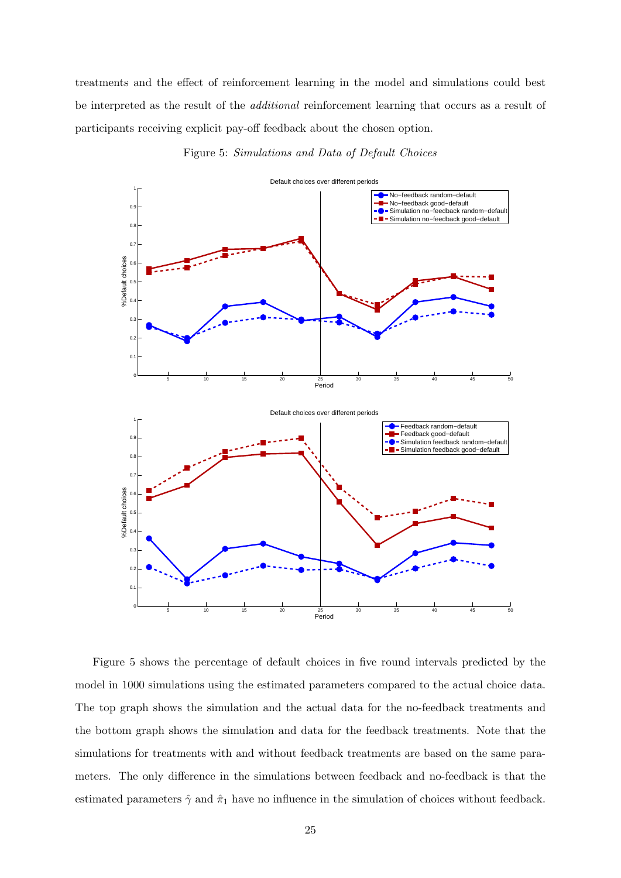treatments and the effect of reinforcement learning in the model and simulations could best be interpreted as the result of the *additional* reinforcement learning that occurs as a result of participants receiving explicit pay-off feedback about the chosen option.

Figure 5: *Simulations and Data of Default Choices*

Figure 5 shows the percentage of default choices in five round intervals predicted by the model in 1000 simulations using the estimated parameters compared to the actual choice data. The top graph shows the simulation and the actual data for the no-feedback treatments and the bottom graph shows the simulation and data for the feedback treatments. Note that the simulations for treatments with and without feedback treatments are based on the same parameters. The only difference in the simulations between feedback and no-feedback is that the estimated parameters $\hat{\gamma}$ and $\hat{\pi}_1$ have no influence in the simulation of choices without feedback.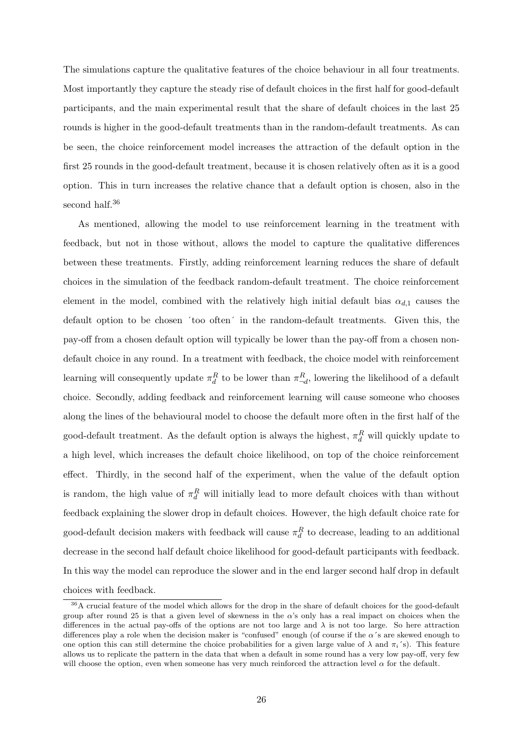The simulations capture the qualitative features of the choice behaviour in all four treatments. Most importantly they capture the steady rise of default choices in the first half for good-default participants, and the main experimental result that the share of default choices in the last 25 rounds is higher in the good-default treatments than in the random-default treatments. As can be seen, the choice reinforcement model increases the attraction of the default option in the first 25 rounds in the good-default treatment, because it is chosen relatively often as it is a good option. This in turn increases the relative chance that a default option is chosen, also in the second half.[36]

As mentioned, allowing the model to use reinforcement learning in the treatment with feedback, but not in those without, allows the model to capture the qualitative differences between these treatments. Firstly, adding reinforcement learning reduces the share of default choices in the simulation of the feedback random-default treatment. The choice reinforcement element in the model, combined with the relatively high initial default bias $\alpha_{d,1}$ causes the default option to be chosen ´too often´ in the random-default treatments. Given this, the pay-off from a chosen default option will typically be lower than the pay-off from a chosen non-default choice in any round. In a treatment with feedback, the choice model with reinforcement learning will consequently update $\pi_d^R$ to be lower than $\pi_{\neg d}^R$, lowering the likelihood of a default choice. Secondly, adding feedback and reinforcement learning will cause someone who chooses along the lines of the behavioural model to choose the default more often in the first half of the good-default treatment. As the default option is always the highest, $\pi_d^R$ will quickly update to a high level, which increases the default choice likelihood, on top of the choice reinforcement effect. Thirdly, in the second half of the experiment, when the value of the default option is random, the high value of $\pi_d^R$ will initially lead to more default choices with than without feedback explaining the slower drop in default choices. However, the high default choice rate for good-default decision makers with feedback will cause $\pi_d^R$ to decrease, leading to an additional decrease in the second half default choice likelihood for good-default participants with feedback. In this way the model can reproduce the slower and in the end larger second half drop in default choices with feedback.

[36]A crucial feature of the model which allows for the drop in the share of default choices for the good-default group after round 25 is that a given level of skewness in the $\alpha$'s only has a real impact on choices when the differences in the actual pay-offs of the options are not too large and $\lambda$ is not too large. So here attraction differences play a role when the decision maker is "confused" enough (of course if the $\alpha$´s are skewed enough to one option this can still determine the choice probabilities for a given large value of $\lambda$ and $\pi_i$´s). This feature allows us to replicate the pattern in the data that when a default in some round has a very low pay-off, very few will choose the option, even when someone has very much reinforced the attraction level $\alpha$ for the default.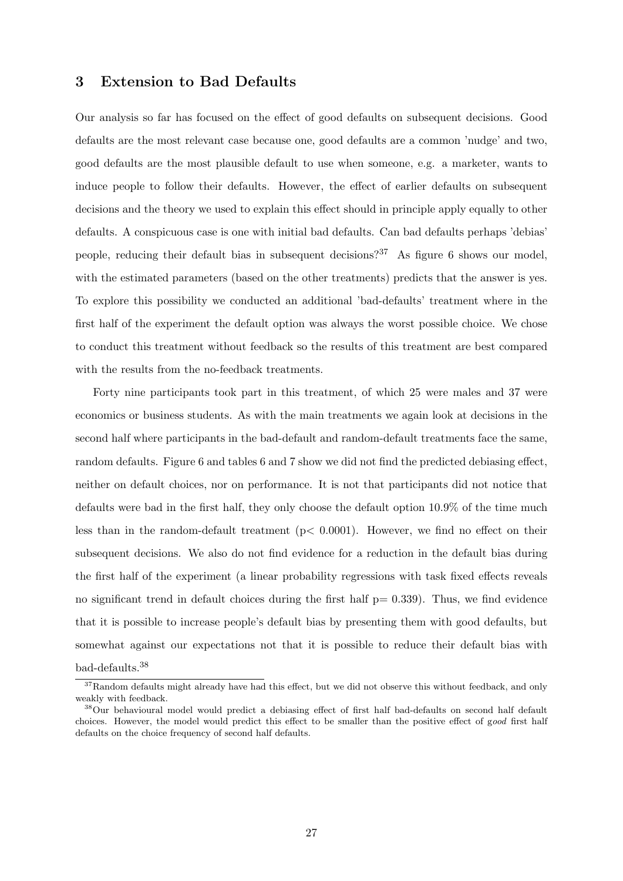## 3 Extension to Bad Defaults

Our analysis so far has focused on the effect of good defaults on subsequent decisions. Good defaults are the most relevant case because one, good defaults are a common 'nudge' and two, good defaults are the most plausible default to use when someone, e.g. a marketer, wants to induce people to follow their defaults. However, the effect of earlier defaults on subsequent decisions and the theory we used to explain this effect should in principle apply equally to other defaults. A conspicuous case is one with initial bad defaults. Can bad defaults perhaps 'debias' people, reducing their default bias in subsequent decisions?[37] As figure 6 shows our model, with the estimated parameters (based on the other treatments) predicts that the answer is yes. To explore this possibility we conducted an additional 'bad-defaults' treatment where in the first half of the experiment the default option was always the worst possible choice. We chose to conduct this treatment without feedback so the results of this treatment are best compared with the results from the no-feedback treatments.

Forty nine participants took part in this treatment, of which 25 were males and 37 were economics or business students. As with the main treatments we again look at decisions in the second half where participants in the bad-default and random-default treatments face the same, random defaults. Figure 6 and tables 6 and 7 show we did not find the predicted debiasing effect, neither on default choices, nor on performance. It is not that participants did not notice that defaults were bad in the first half, they only choose the default option 10.9% of the time much less than in the random-default treatment ($p < 0.0001$). However, we find no effect on their subsequent decisions. We also do not find evidence for a reduction in the default bias during the first half of the experiment (a linear probability regressions with task fixed effects reveals no significant trend in default choices during the first half $p = 0.339$). Thus, we find evidence that it is possible to increase people's default bias by presenting them with good defaults, but somewhat against our expectations not that it is possible to reduce their default bias with bad-defaults.[38]

[37] Random defaults might already have had this effect, but we did not observe this without feedback, and only weakly with feedback.

[38] Our behavioural model would predict a debiasing effect of first half bad-defaults on second half default choices. However, the model would predict this effect to be smaller than the positive effect of g*ood* first half defaults on the choice frequency of second half defaults.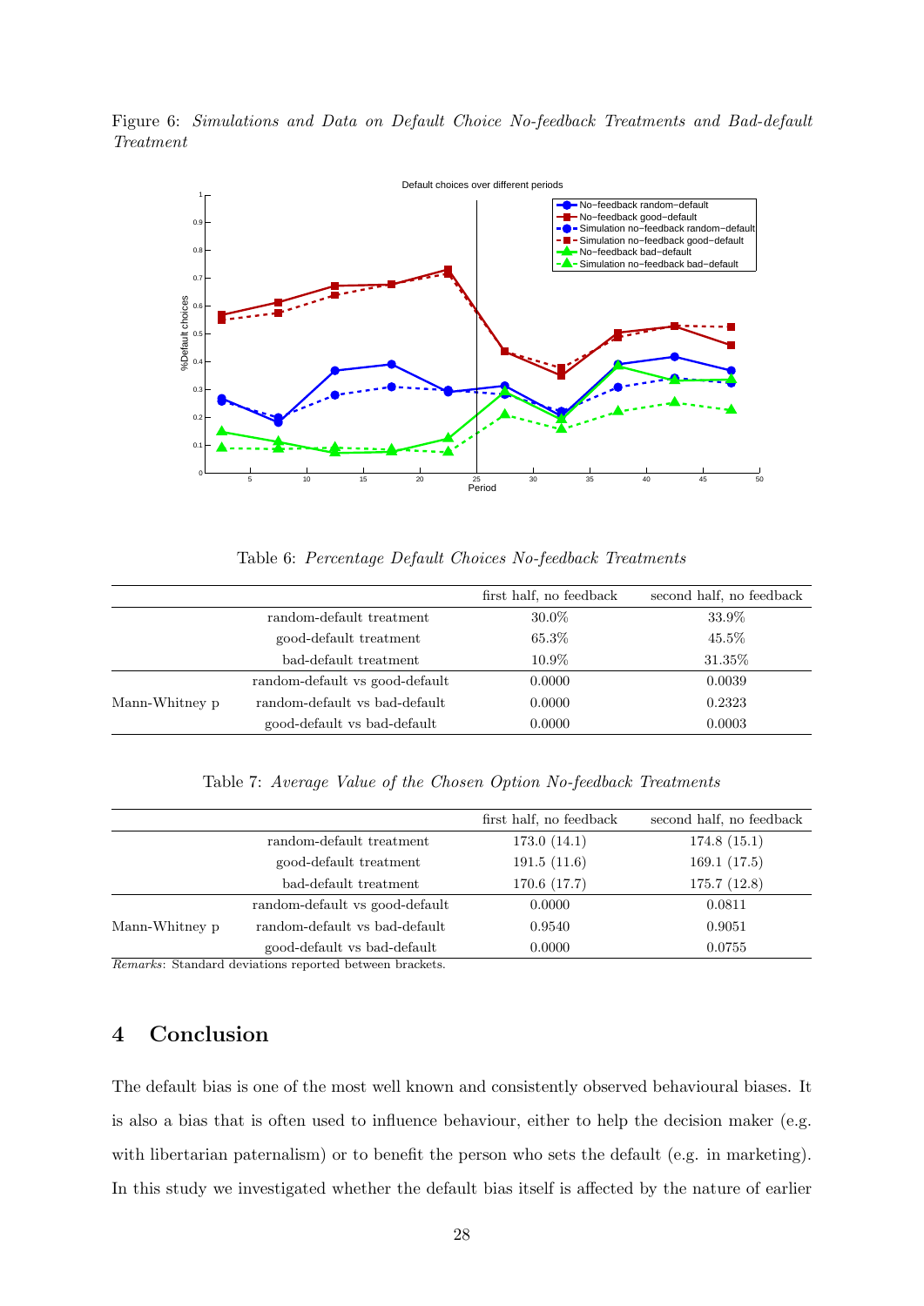Figure 6: *Simulations and Data on Default Choice No-feedback Treatments and Bad-default Treatment*

Table 6: *Percentage Default Choices No-feedback Treatments*

| | | first half, no feedback | second half, no feedback |
|---|---|---|---|
| | random-default treatment | 30.0% | 33.9% |
| | good-default treatment | 65.3% | 45.5% |
| | bad-default treatment | 10.9% | 31.35% |
| | random-default vs good-default | 0.0000 | 0.0039 |
| Mann-Whitney p | random-default vs bad-default | 0.0000 | 0.2323 |
| | good-default vs bad-default | 0.0000 | 0.0003 |

Table 7: *Average Value of the Chosen Option No-feedback Treatments*

| | | first half, no feedback | second half, no feedback |
|---|---|---|---|
| | random-default treatment | 173.0 (14.1) | 174.8 (15.1) |
| | good-default treatment | 191.5 (11.6) | 169.1 (17.5) |
| | bad-default treatment | 170.6 (17.7) | 175.7 (12.8) |
| | random-default vs good-default | 0.0000 | 0.0811 |
| Mann-Whitney p | random-default vs bad-default | 0.9540 | 0.9051 |
| | good-default vs bad-default | 0.0000 | 0.0755 |

*Remarks*: Standard deviations reported between brackets.

## 4 Conclusion

The default bias is one of the most well known and consistently observed behavioural biases. It is also a bias that is often used to influence behaviour, either to help the decision maker (e.g. with libertarian paternalism) or to benefit the person who sets the default (e.g. in marketing). In this study we investigated whether the default bias itself is affected by the nature of earlier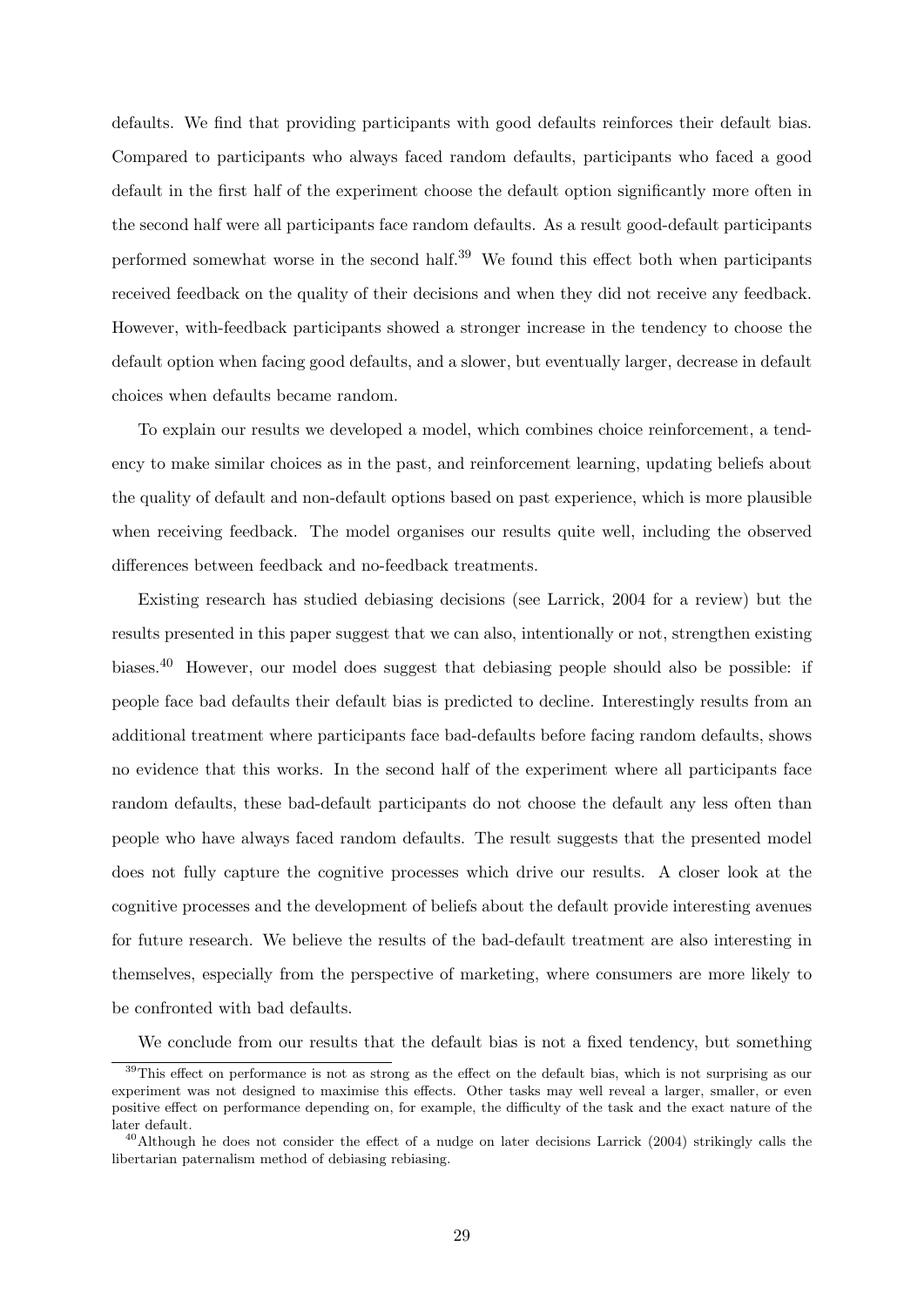defaults. We find that providing participants with good defaults reinforces their default bias. Compared to participants who always faced random defaults, participants who faced a good default in the first half of the experiment choose the default option significantly more often in the second half were all participants face random defaults. As a result good-default participants performed somewhat worse in the second half.[39] We found this effect both when participants received feedback on the quality of their decisions and when they did not receive any feedback. However, with-feedback participants showed a stronger increase in the tendency to choose the default option when facing good defaults, and a slower, but eventually larger, decrease in default choices when defaults became random.

To explain our results we developed a model, which combines choice reinforcement, a tendency to make similar choices as in the past, and reinforcement learning, updating beliefs about the quality of default and non-default options based on past experience, which is more plausible when receiving feedback. The model organises our results quite well, including the observed differences between feedback and no-feedback treatments.

Existing research has studied debiasing decisions (see Larrick, 2004 for a review) but the results presented in this paper suggest that we can also, intentionally or not, strengthen existing biases.[40] However, our model does suggest that debiasing people should also be possible: if people face bad defaults their default bias is predicted to decline. Interestingly results from an additional treatment where participants face bad-defaults before facing random defaults, shows no evidence that this works. In the second half of the experiment where all participants face random defaults, these bad-default participants do not choose the default any less often than people who have always faced random defaults. The result suggests that the presented model does not fully capture the cognitive processes which drive our results. A closer look at the cognitive processes and the development of beliefs about the default provide interesting avenues for future research. We believe the results of the bad-default treatment are also interesting in themselves, especially from the perspective of marketing, where consumers are more likely to be confronted with bad defaults.

We conclude from our results that the default bias is not a fixed tendency, but something

[39] This effect on performance is not as strong as the effect on the default bias, which is not surprising as our experiment was not designed to maximise this effects. Other tasks may well reveal a larger, smaller, or even positive effect on performance depending on, for example, the difficulty of the task and the exact nature of the later default.

[40] Although he does not consider the effect of a nudge on later decisions Larrick (2004) strikingly calls the libertarian paternalism method of debiasing rebiasing.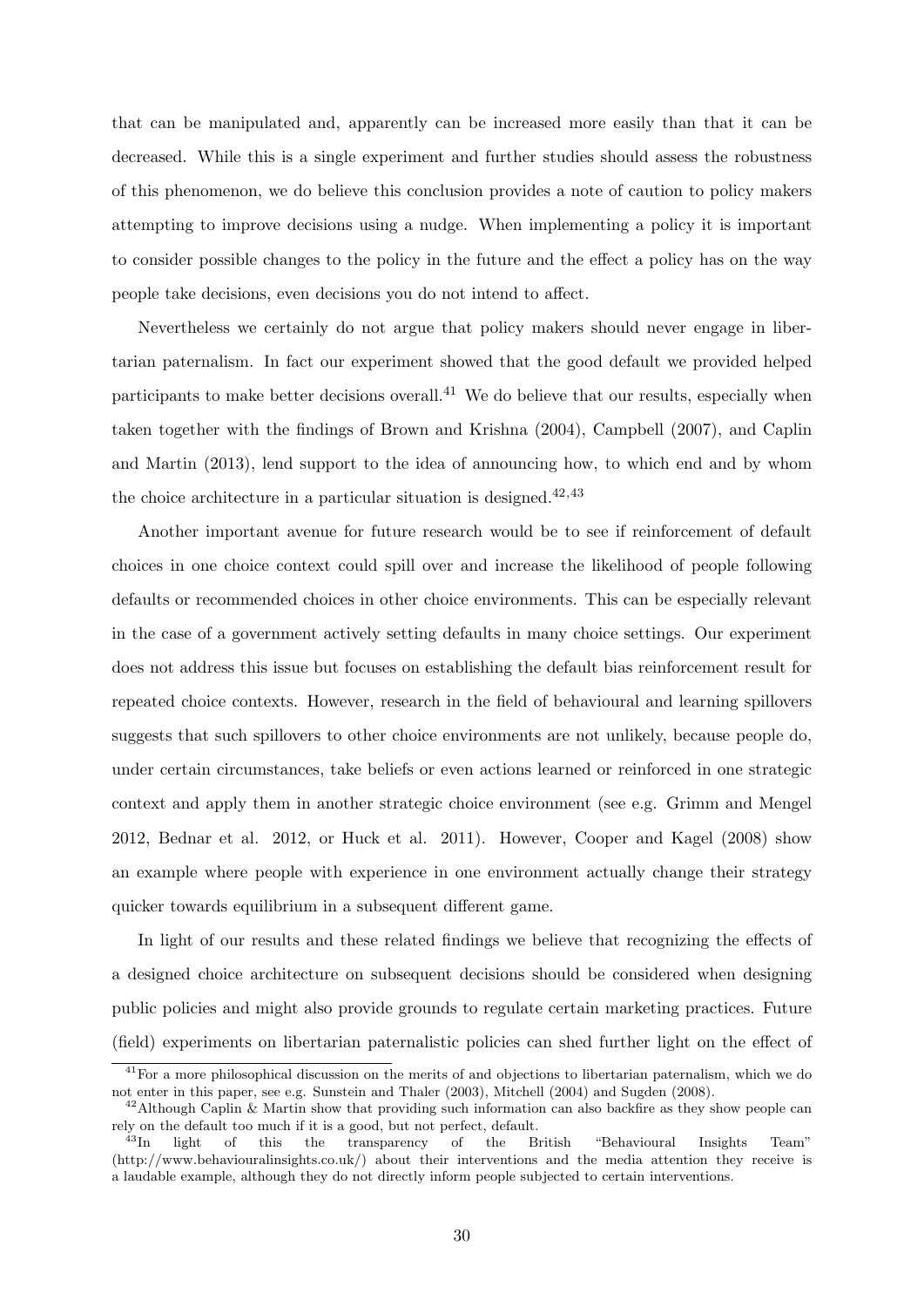that can be manipulated and, apparently can be increased more easily than that it can be decreased. While this is a single experiment and further studies should assess the robustness of this phenomenon, we do believe this conclusion provides a note of caution to policy makers attempting to improve decisions using a nudge. When implementing a policy it is important to consider possible changes to the policy in the future and the effect a policy has on the way people take decisions, even decisions you do not intend to affect.

Nevertheless we certainly do not argue that policy makers should never engage in libertarian paternalism. In fact our experiment showed that the good default we provided helped participants to make better decisions overall.[41] We do believe that our results, especially when taken together with the findings of Brown and Krishna (2004), Campbell (2007), and Caplin and Martin (2013), lend support to the idea of announcing how, to which end and by whom the choice architecture in a particular situation is designed.[42,43]

Another important avenue for future research would be to see if reinforcement of default choices in one choice context could spill over and increase the likelihood of people following defaults or recommended choices in other choice environments. This can be especially relevant in the case of a government actively setting defaults in many choice settings. Our experiment does not address this issue but focuses on establishing the default bias reinforcement result for repeated choice contexts. However, research in the field of behavioural and learning spillovers suggests that such spillovers to other choice environments are not unlikely, because people do, under certain circumstances, take beliefs or even actions learned or reinforced in one strategic context and apply them in another strategic choice environment (see e.g. Grimm and Mengel 2012, Bednar et al. 2012, or Huck et al. 2011). However, Cooper and Kagel (2008) show an example where people with experience in one environment actually change their strategy quicker towards equilibrium in a subsequent different game.

In light of our results and these related findings we believe that recognizing the effects of a designed choice architecture on subsequent decisions should be considered when designing public policies and might also provide grounds to regulate certain marketing practices. Future (field) experiments on libertarian paternalistic policies can shed further light on the effect of

[41] For a more philosophical discussion on the merits of and objections to libertarian paternalism, which we do not enter in this paper, see e.g. Sunstein and Thaler (2003), Mitchell (2004) and Sugden (2008).

[42] Although Caplin & Martin show that providing such information can also backfire as they show people can rely on the default too much if it is a good, but not perfect, default.

[43] In light of this the transparency of the British "Behavioural Insights Team" (http://www.behaviouralinsights.co.uk/) about their interventions and the media attention they receive is a laudable example, although they do not directly inform people subjected to certain interventions.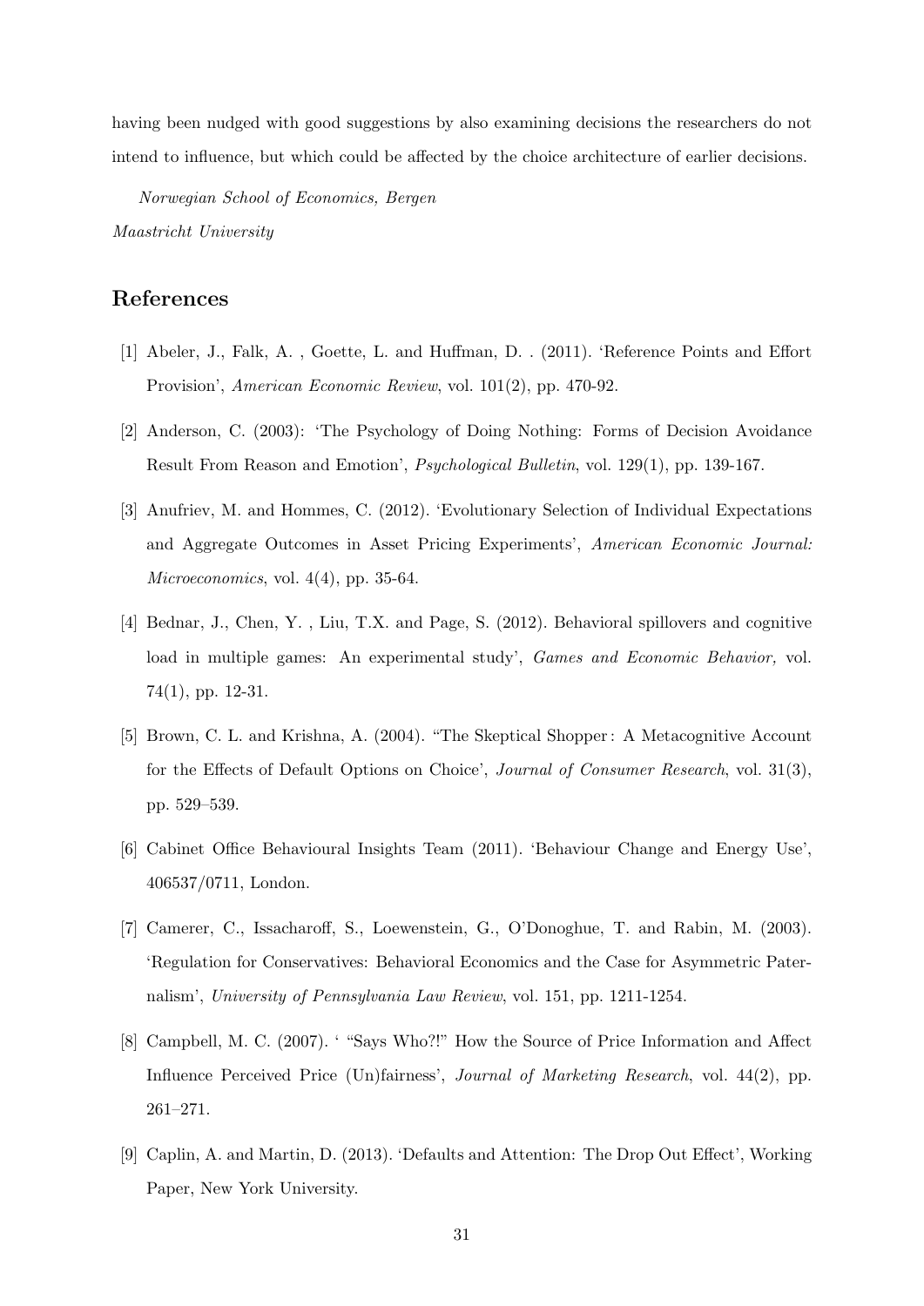having been nudged with good suggestions by also examining decisions the researchers do not intend to influence, but which could be affected by the choice architecture of earlier decisions.

*Norwegian School of Economics, Bergen*

*Maastricht University*

## References

[1] Abeler, J., Falk, A. , Goette, L. and Huffman, D. . (2011). 'Reference Points and Effort Provision', *American Economic Review*, vol. 101(2), pp. 470-92.

[2] Anderson, C. (2003): 'The Psychology of Doing Nothing: Forms of Decision Avoidance Result From Reason and Emotion', *Psychological Bulletin*, vol. 129(1), pp. 139-167.

[3] Anufriev, M. and Hommes, C. (2012). 'Evolutionary Selection of Individual Expectations and Aggregate Outcomes in Asset Pricing Experiments', *American Economic Journal: Microeconomics*, vol. 4(4), pp. 35-64.

[4] Bednar, J., Chen, Y. , Liu, T.X. and Page, S. (2012). Behavioral spillovers and cognitive load in multiple games: An experimental study', *Games and Economic Behavior,* vol. 74(1), pp. 12-31.

[5] Brown, C. L. and Krishna, A. (2004). "The Skeptical Shopper : A Metacognitive Account for the Effects of Default Options on Choice', *Journal of Consumer Research*, vol. 31(3), pp. 529–539.

[6] Cabinet Office Behavioural Insights Team (2011). 'Behaviour Change and Energy Use', 406537/0711, London.

[7] Camerer, C., Issacharoff, S., Loewenstein, G., O'Donoghue, T. and Rabin, M. (2003). 'Regulation for Conservatives: Behavioral Economics and the Case for Asymmetric Paternalism', *University of Pennsylvania Law Review*, vol. 151, pp. 1211-1254.

[8] Campbell, M. C. (2007). ' "Says Who?!" How the Source of Price Information and Affect Influence Perceived Price (Un)fairness', *Journal of Marketing Research*, vol. 44(2), pp. 261–271.

[9] Caplin, A. and Martin, D. (2013). 'Defaults and Attention: The Drop Out Effect', Working Paper, New York University.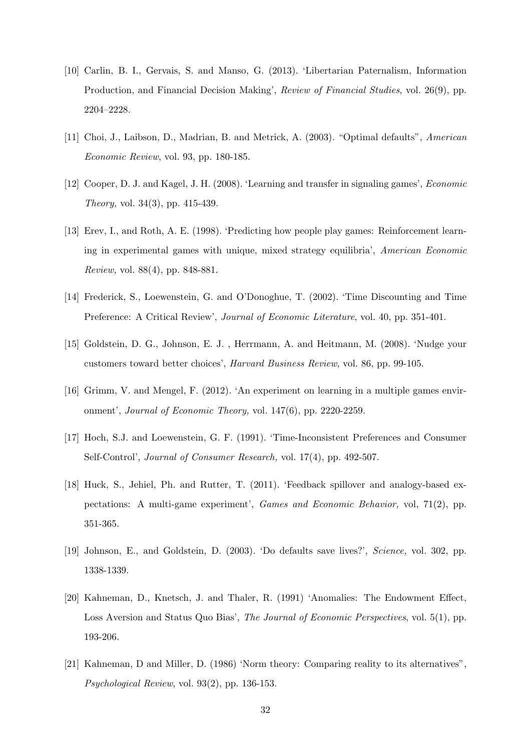[10] Carlin, B. I., Gervais, S. and Manso, G. (2013). 'Libertarian Paternalism, Information Production, and Financial Decision Making', *Review of Financial Studies*, vol. 26(9), pp. 2204–2228.

[11] Choi, J., Laibson, D., Madrian, B. and Metrick, A. (2003). "Optimal defaults", *American Economic Review*, vol. 93, pp. 180-185.

[12] Cooper, D. J. and Kagel, J. H. (2008). 'Learning and transfer in signaling games', *Economic Theory,* vol. 34(3), pp. 415-439.

[13] Erev, I., and Roth, A. E. (1998). 'Predicting how people play games: Reinforcement learning in experimental games with unique, mixed strategy equilibria', *American Economic Review,* vol. 88(4), pp. 848-881.

[14] Frederick, S., Loewenstein, G. and O'Donoghue, T. (2002). 'Time Discounting and Time Preference: A Critical Review', *Journal of Economic Literature*, vol. 40, pp. 351-401.

[15] Goldstein, D. G., Johnson, E. J. , Herrmann, A. and Heitmann, M. (2008). 'Nudge your customers toward better choices', *Harvard Business Review*, vol. 86, pp. 99-105.

[16] Grimm, V. and Mengel, F. (2012). 'An experiment on learning in a multiple games environment', *Journal of Economic Theory,* vol. 147(6), pp. 2220-2259.

[17] Hoch, S.J. and Loewenstein, G. F. (1991). 'Time-Inconsistent Preferences and Consumer Self-Control', *Journal of Consumer Research,* vol. 17(4), pp. 492-507.

[18] Huck, S., Jehiel, Ph. and Rutter, T. (2011). 'Feedback spillover and analogy-based expectations: A multi-game experiment', *Games and Economic Behavior,* vol, 71(2), pp. 351-365.

[19] Johnson, E., and Goldstein, D. (2003). 'Do defaults save lives?', *Science*, vol. 302, pp. 1338-1339.

[20] Kahneman, D., Knetsch, J. and Thaler, R. (1991) 'Anomalies: The Endowment Effect, Loss Aversion and Status Quo Bias', *The Journal of Economic Perspectives*, vol. 5(1), pp. 193-206.

[21] Kahneman, D and Miller, D. (1986) 'Norm theory: Comparing reality to its alternatives", *Psychological Review*, vol. 93(2), pp. 136-153.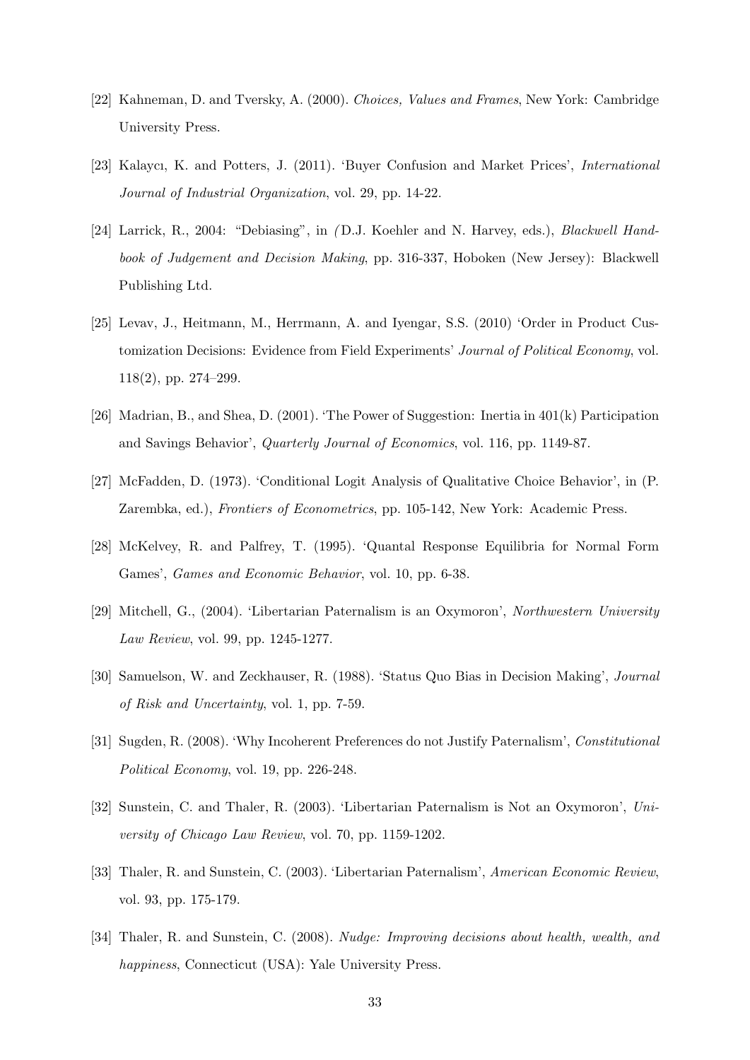[22] Kahneman, D. and Tversky, A. (2000). *Choices, Values and Frames*, New York: Cambridge University Press.

[23] Kalaycı, K. and Potters, J. (2011). 'Buyer Confusion and Market Prices', *International Journal of Industrial Organization*, vol. 29, pp. 14-22.

[24] Larrick, R., 2004: "Debiasing", in *(*D.J. Koehler and N. Harvey, eds.), *Blackwell Handbook of Judgement and Decision Making*, pp. 316-337, Hoboken (New Jersey): Blackwell Publishing Ltd.

[25] Levav, J., Heitmann, M., Herrmann, A. and Iyengar, S.S. (2010) 'Order in Product Customization Decisions: Evidence from Field Experiments' *Journal of Political Economy*, vol. 118(2), pp. 274–299.

[26] Madrian, B., and Shea, D. (2001). 'The Power of Suggestion: Inertia in 401(k) Participation and Savings Behavior', *Quarterly Journal of Economics*, vol. 116, pp. 1149-87.

[27] McFadden, D. (1973). 'Conditional Logit Analysis of Qualitative Choice Behavior', in (P. Zarembka, ed.), *Frontiers of Econometrics*, pp. 105-142, New York: Academic Press.

[28] McKelvey, R. and Palfrey, T. (1995). 'Quantal Response Equilibria for Normal Form Games', *Games and Economic Behavior*, vol. 10, pp. 6-38.

[29] Mitchell, G., (2004). 'Libertarian Paternalism is an Oxymoron', *Northwestern University Law Review*, vol. 99, pp. 1245-1277.

[30] Samuelson, W. and Zeckhauser, R. (1988). 'Status Quo Bias in Decision Making', *Journal of Risk and Uncertainty*, vol. 1, pp. 7-59.

[31] Sugden, R. (2008). 'Why Incoherent Preferences do not Justify Paternalism', *Constitutional Political Economy*, vol. 19, pp. 226-248.

[32] Sunstein, C. and Thaler, R. (2003). 'Libertarian Paternalism is Not an Oxymoron', *University of Chicago Law Review*, vol. 70, pp. 1159-1202.

[33] Thaler, R. and Sunstein, C. (2003). 'Libertarian Paternalism', *American Economic Review*, vol. 93, pp. 175-179.

[34] Thaler, R. and Sunstein, C. (2008). *Nudge: Improving decisions about health, wealth, and happiness*, Connecticut (USA): Yale University Press.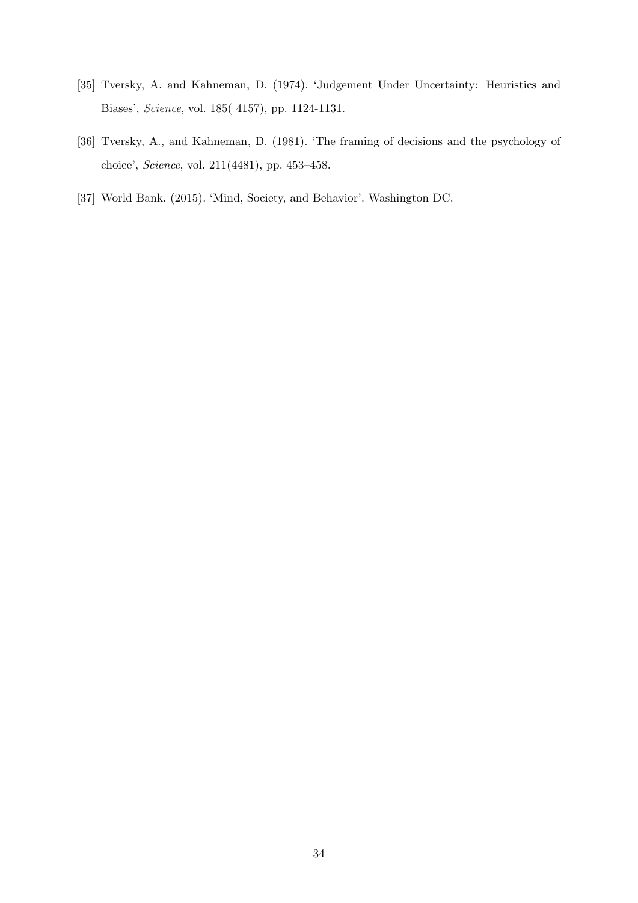[35] Tversky, A. and Kahneman, D. (1974). 'Judgement Under Uncertainty: Heuristics and Biases', *Science*, vol. 185( 4157), pp. 1124-1131.

[36] Tversky, A., and Kahneman, D. (1981). 'The framing of decisions and the psychology of choice', *Science*, vol. 211(4481), pp. 453–458.

[37] World Bank. (2015). 'Mind, Society, and Behavior'. Washington DC.